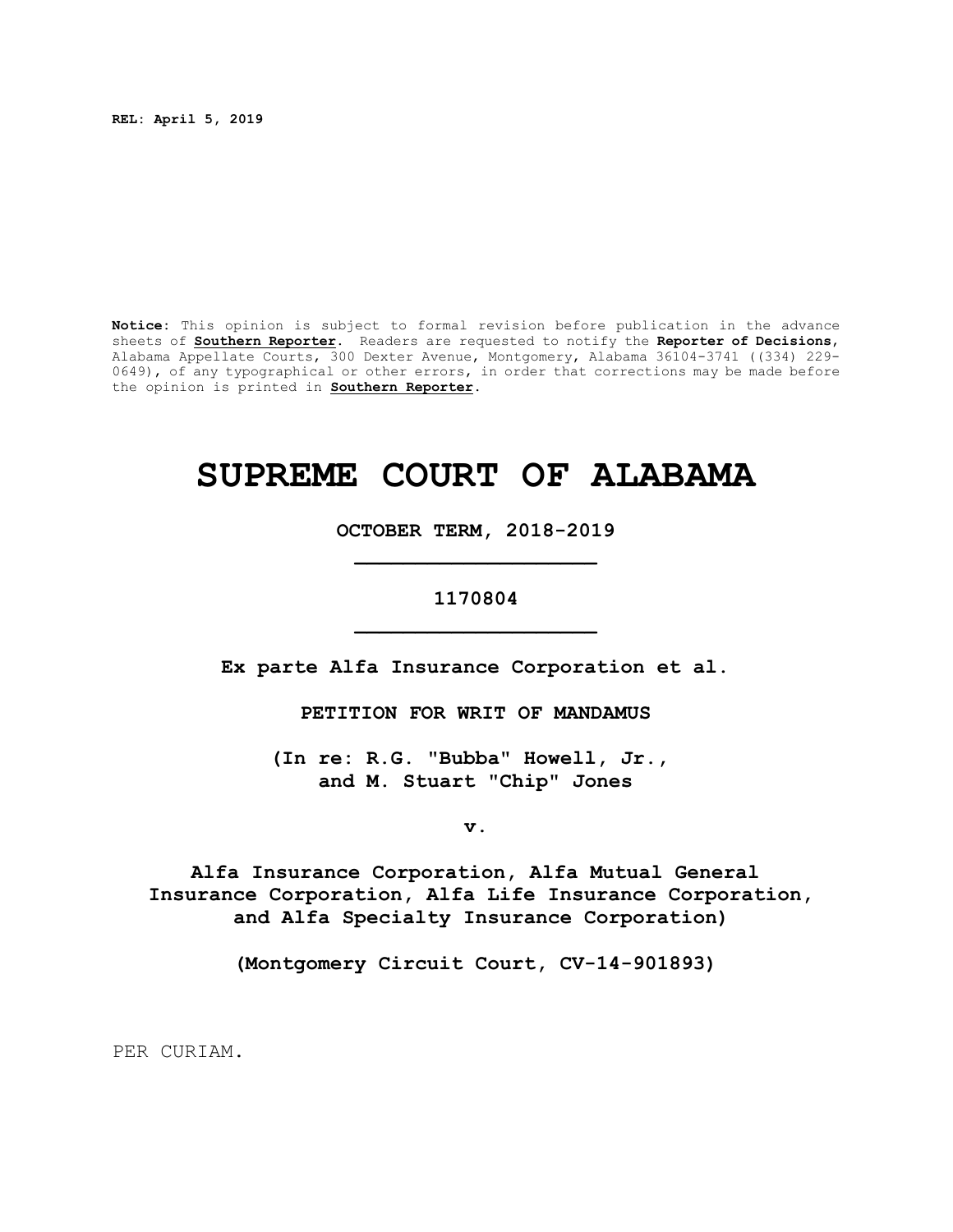**REL: April 5, 2019**

**Notice:** This opinion is subject to formal revision before publication in the advance sheets of **Southern Reporter**. Readers are requested to notify the **Reporter of Decisions**, Alabama Appellate Courts, 300 Dexter Avenue, Montgomery, Alabama 36104-3741 ((334) 229-0649), of any typographical or other errors, in order that corrections may be made before the opinion is printed in **Southern Reporter**.

# SUPREME COURT OF ALABAMA

**OCTOBER TERM, 2018-2019**

**1170804**

**Ex parte Alfa Insurance Corporation et al.**

**PETITION FOR WRIT OF MANDAMUS**

**(In re: R.G. "Bubba" Howell, Jr., and M. Stuart "Chip" Jones**

**v.**

**Alfa Insurance Corporation, Alfa Mutual General Insurance Corporation, Alfa Life Insurance Corporation, and Alfa Specialty Insurance Corporation)**

**(Montgomery Circuit Court, CV-14-901893)**

PER CURIAM.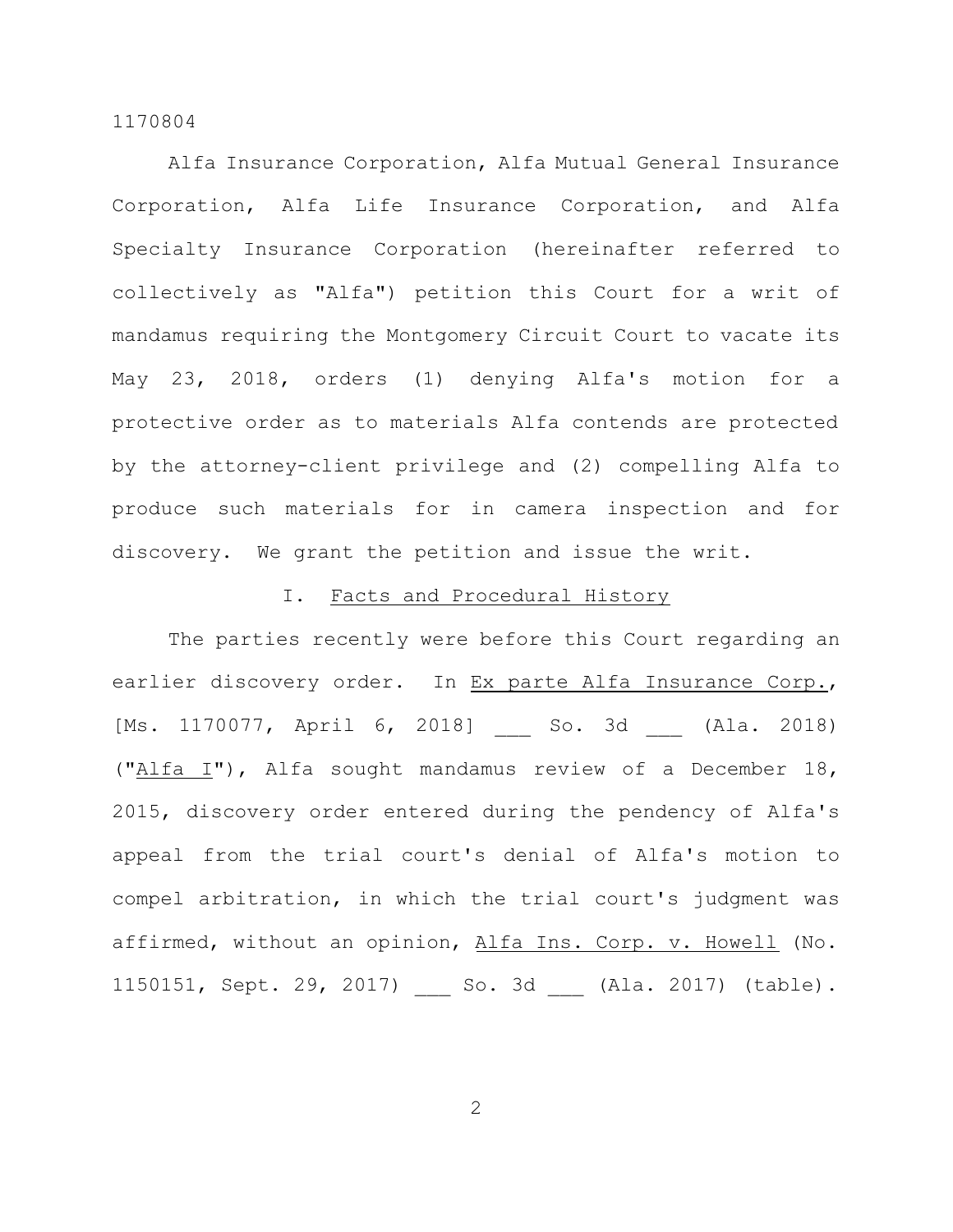Alfa Insurance Corporation, Alfa Mutual General Insurance Corporation, Alfa Life Insurance Corporation, and Alfa Specialty Insurance Corporation (hereinafter referred to collectively as "Alfa") petition this Court for a writ of mandamus requiring the Montgomery Circuit Court to vacate its May 23, 2018, orders (1) denying Alfa's motion for a protective order as to materials Alfa contends are protected by the attorney-client privilege and (2) compelling Alfa to produce such materials for in camera inspection and for discovery. We grant the petition and issue the writ.

## I. Facts and Procedural History

The parties recently were before this Court regarding an earlier discovery order. In Ex parte Alfa Insurance Corp., [Ms. 1170077, April 6, 2018] ___ So. 3d ___ (Ala. 2018) ("Alfa I"), Alfa sought mandamus review of a December 18, 2015, discovery order entered during the pendency of Alfa's appeal from the trial court's denial of Alfa's motion to compel arbitration, in which the trial court's judgment was affirmed, without an opinion, Alfa Ins. Corp. v. Howell (No. 1150151, Sept. 29, 2017) ___ So. 3d ___ (Ala. 2017) (table).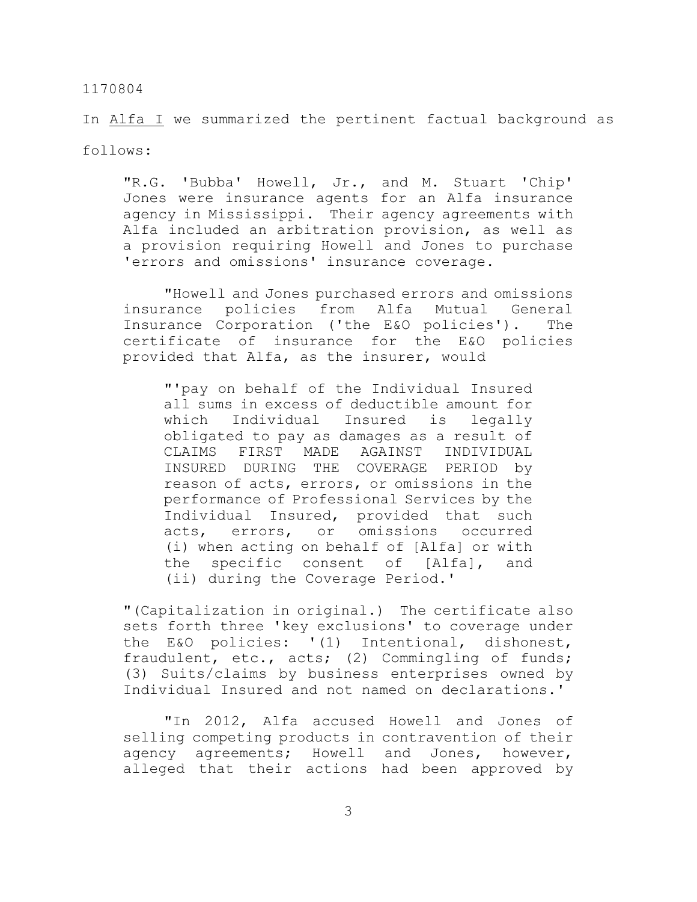In Alfa I we summarized the pertinent factual background as follows:

> "R.G. 'Bubba' Howell, Jr., and M. Stuart 'Chip' Jones were insurance agents for an Alfa insurance agency in Mississippi. Their agency agreements with Alfa included an arbitration provision, as well as a provision requiring Howell and Jones to purchase 'errors and omissions' insurance coverage.
>
> "Howell and Jones purchased errors and omissions insurance policies from Alfa Mutual General Insurance Corporation ('the E&O policies'). The certificate of insurance for the E&O policies provided that Alfa, as the insurer, would
>
>> "'pay on behalf of the Individual Insured all sums in excess of deductible amount for which Individual Insured is legally obligated to pay as damages as a result of CLAIMS FIRST MADE AGAINST INDIVIDUAL INSURED DURING THE COVERAGE PERIOD by reason of acts, errors, or omissions in the performance of Professional Services by the Individual Insured, provided that such acts, errors, or omissions occurred (i) when acting on behalf of [Alfa] or with the specific consent of [Alfa], and (ii) during the Coverage Period.'
>
> "(Capitalization in original.) The certificate also sets forth three 'key exclusions' to coverage under the E&O policies: '(1) Intentional, dishonest, fraudulent, etc., acts; (2) Commingling of funds; (3) Suits/claims by business enterprises owned by Individual Insured and not named on declarations.'
>
> "In 2012, Alfa accused Howell and Jones of selling competing products in contravention of their agency agreements; Howell and Jones, however, alleged that their actions had been approved by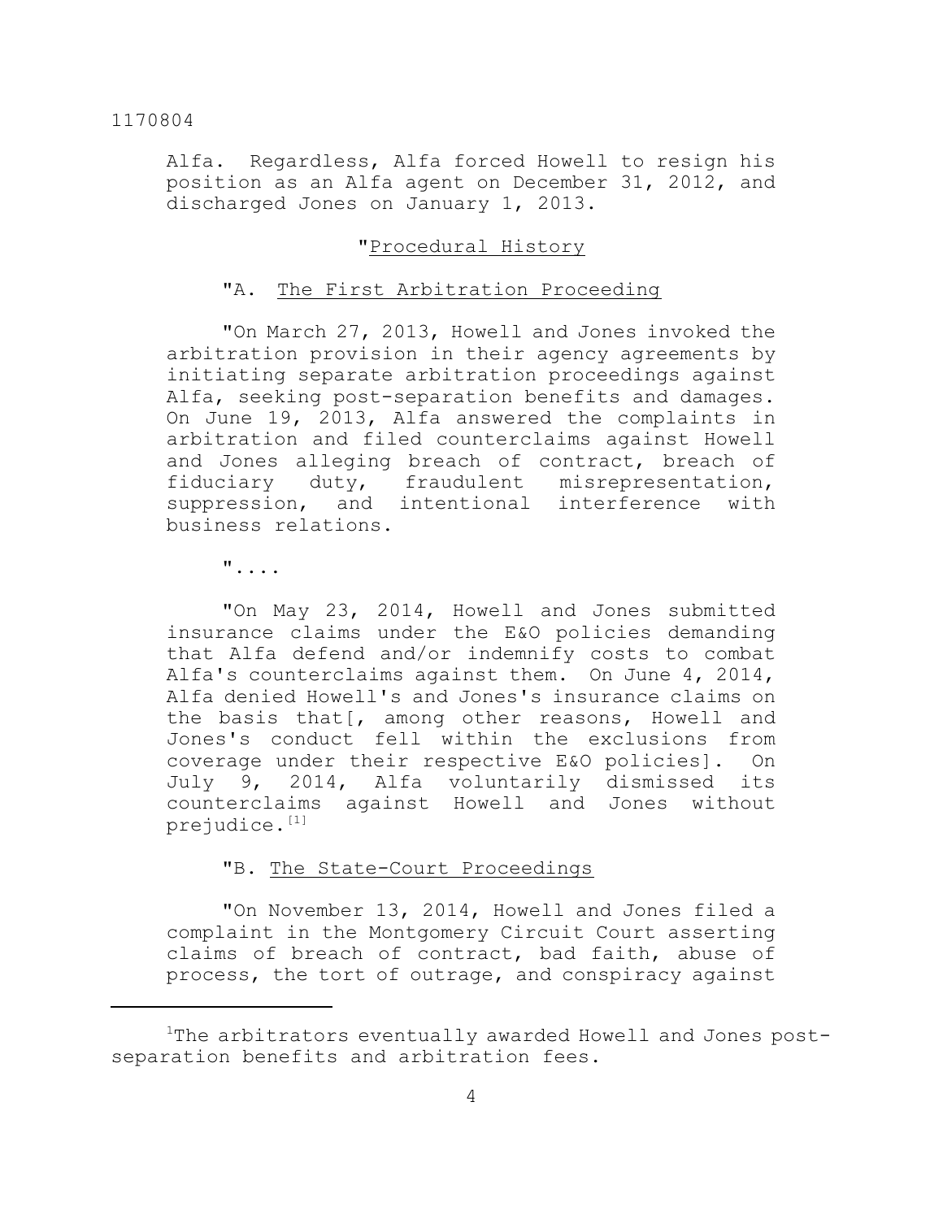Alfa. Regardless, Alfa forced Howell to resign his position as an Alfa agent on December 31, 2012, and discharged Jones on January 1, 2013.

"Procedural History

"A. The First Arbitration Proceeding

"On March 27, 2013, Howell and Jones invoked the arbitration provision in their agency agreements by initiating separate arbitration proceedings against Alfa, seeking post-separation benefits and damages. On June 19, 2013, Alfa answered the complaints in arbitration and filed counterclaims against Howell and Jones alleging breach of contract, breach of fiduciary duty, fraudulent misrepresentation, suppression, and intentional interference with business relations.

"....

"On May 23, 2014, Howell and Jones submitted insurance claims under the E&O policies demanding that Alfa defend and/or indemnify costs to combat Alfa's counterclaims against them. On June 4, 2014, Alfa denied Howell's and Jones's insurance claims on the basis that[, among other reasons, Howell and Jones's conduct fell within the exclusions from coverage under their respective E&O policies]. On July 9, 2014, Alfa voluntarily dismissed its counterclaims against Howell and Jones without prejudice.[1]

"B. The State-Court Proceedings

"On November 13, 2014, Howell and Jones filed a complaint in the Montgomery Circuit Court asserting claims of breach of contract, bad faith, abuse of process, the tort of outrage, and conspiracy against

[1]The arbitrators eventually awarded Howell and Jones post-separation benefits and arbitration fees.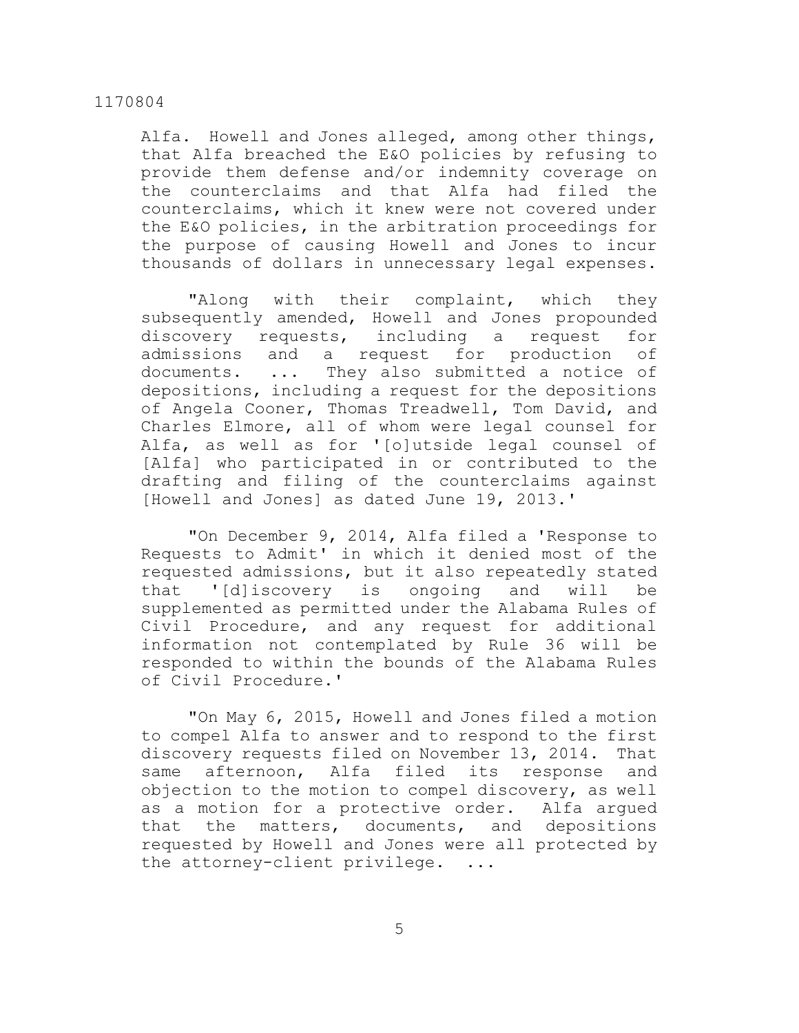Alfa. Howell and Jones alleged, among other things, that Alfa breached the E&O policies by refusing to provide them defense and/or indemnity coverage on the counterclaims and that Alfa had filed the counterclaims, which it knew were not covered under the E&O policies, in the arbitration proceedings for the purpose of causing Howell and Jones to incur thousands of dollars in unnecessary legal expenses.

"Along with their complaint, which they subsequently amended, Howell and Jones propounded discovery requests, including a request for admissions and a request for production of documents. ... They also submitted a notice of depositions, including a request for the depositions of Angela Cooner, Thomas Treadwell, Tom David, and Charles Elmore, all of whom were legal counsel for Alfa, as well as for '[o]utside legal counsel of [Alfa] who participated in or contributed to the drafting and filing of the counterclaims against [Howell and Jones] as dated June 19, 2013.'

"On December 9, 2014, Alfa filed a 'Response to Requests to Admit' in which it denied most of the requested admissions, but it also repeatedly stated that '[d]iscovery is ongoing and will be supplemented as permitted under the Alabama Rules of Civil Procedure, and any request for additional information not contemplated by Rule 36 will be responded to within the bounds of the Alabama Rules of Civil Procedure.'

"On May 6, 2015, Howell and Jones filed a motion to compel Alfa to answer and to respond to the first discovery requests filed on November 13, 2014. That same afternoon, Alfa filed its response and objection to the motion to compel discovery, as well as a motion for a protective order. Alfa argued that the matters, documents, and depositions requested by Howell and Jones were all protected by the attorney-client privilege. ...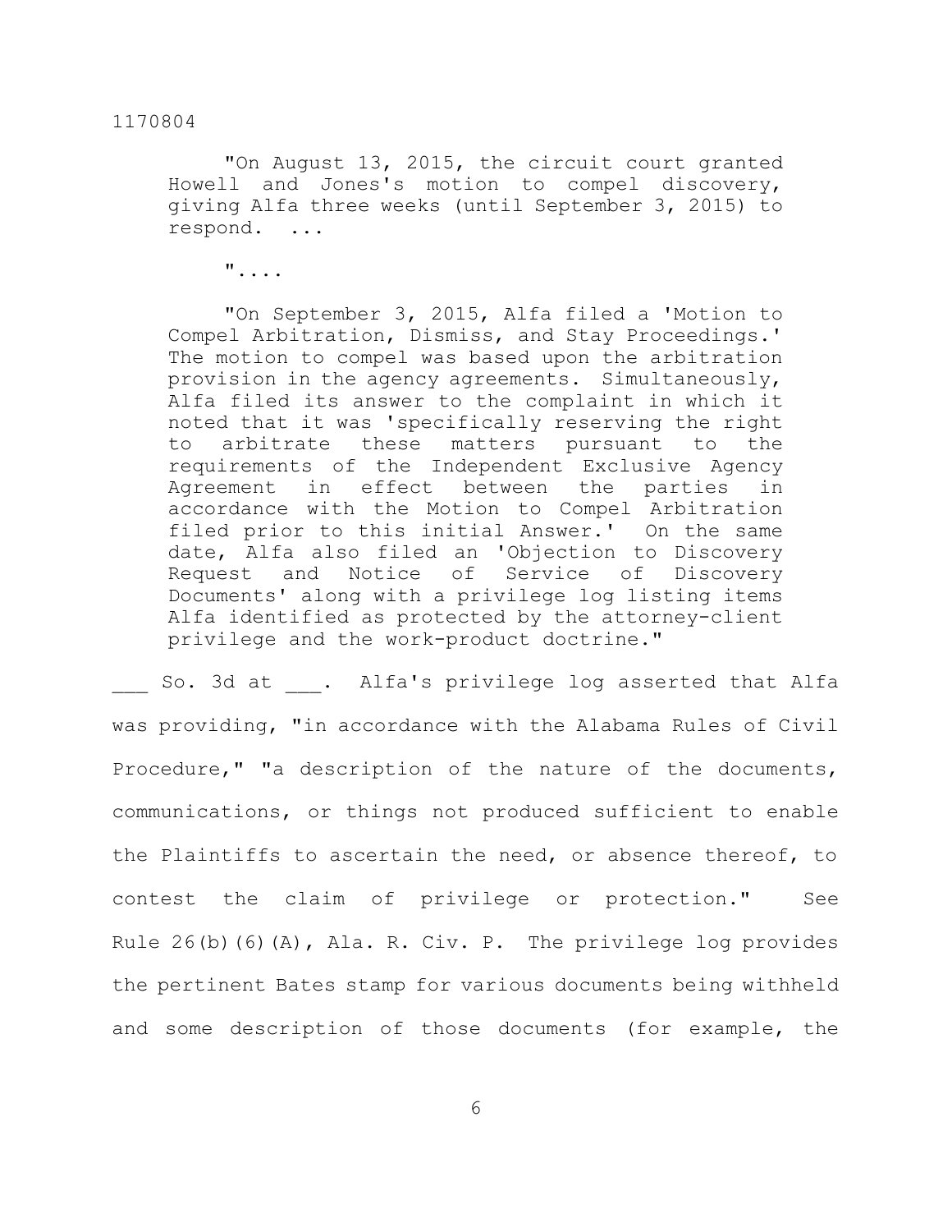> "On August 13, 2015, the circuit court granted Howell and Jones's motion to compel discovery, giving Alfa three weeks (until September 3, 2015) to respond. ...
>
> "....
>
> "On September 3, 2015, Alfa filed a 'Motion to Compel Arbitration, Dismiss, and Stay Proceedings.' The motion to compel was based upon the arbitration provision in the agency agreements. Simultaneously, Alfa filed its answer to the complaint in which it noted that it was 'specifically reserving the right to arbitrate these matters pursuant to the requirements of the Independent Exclusive Agency Agreement in effect between the parties in accordance with the Motion to Compel Arbitration filed prior to this initial Answer.' On the same date, Alfa also filed an 'Objection to Discovery Request and Notice of Service of Discovery Documents' along with a privilege log listing items Alfa identified as protected by the attorney-client privilege and the work-product doctrine."

___ So. 3d at ___. Alfa's privilege log asserted that Alfa was providing, "in accordance with the Alabama Rules of Civil Procedure," "a description of the nature of the documents, communications, or things not produced sufficient to enable the Plaintiffs to ascertain the need, or absence thereof, to contest the claim of privilege or protection." See Rule 26(b)(6)(A), Ala. R. Civ. P. The privilege log provides the pertinent Bates stamp for various documents being withheld and some description of those documents (for example, the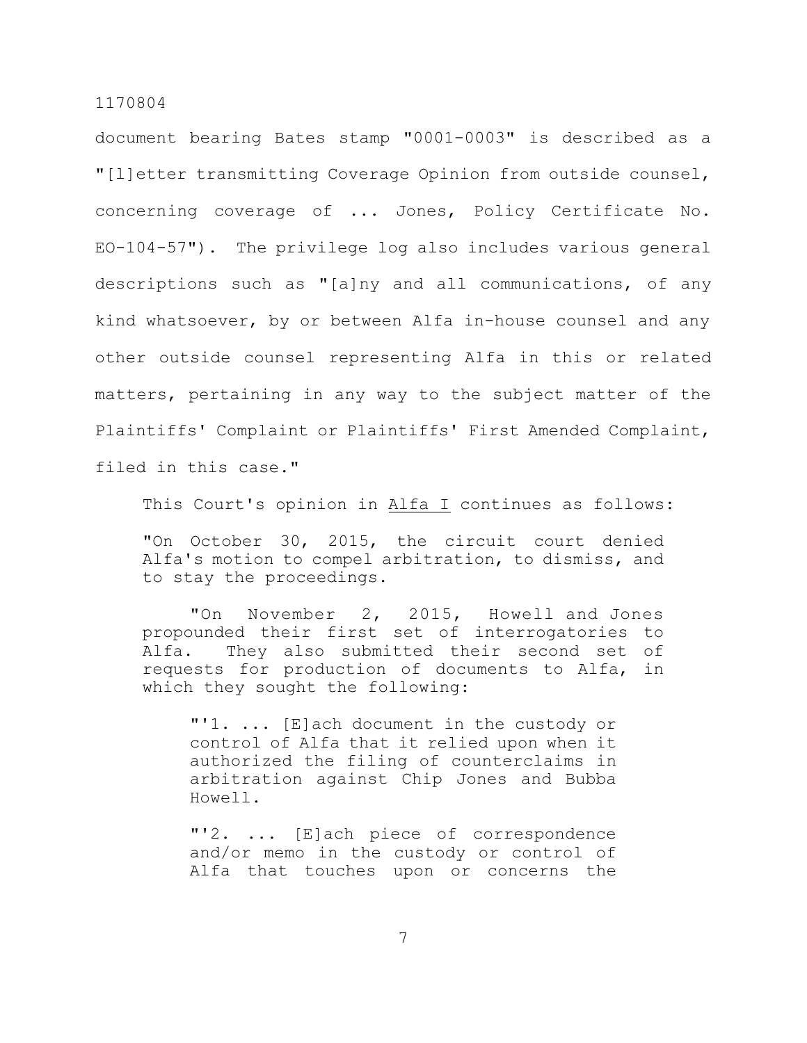document bearing Bates stamp "0001-0003" is described as a "[l]etter transmitting Coverage Opinion from outside counsel, concerning coverage of ... Jones, Policy Certificate No. EO-104-57"). The privilege log also includes various general descriptions such as "[a]ny and all communications, of any kind whatsoever, by or between Alfa in-house counsel and any other outside counsel representing Alfa in this or related matters, pertaining in any way to the subject matter of the Plaintiffs' Complaint or Plaintiffs' First Amended Complaint, filed in this case."

This Court's opinion in Alfa I continues as follows:

> "On October 30, 2015, the circuit court denied Alfa's motion to compel arbitration, to dismiss, and to stay the proceedings.
>
> "On November 2, 2015, Howell and Jones propounded their first set of interrogatories to Alfa. They also submitted their second set of requests for production of documents to Alfa, in which they sought the following:
>
>> "'1. ... [E]ach document in the custody or control of Alfa that it relied upon when it authorized the filing of counterclaims in arbitration against Chip Jones and Bubba Howell.
>>
>> "'2. ... [E]ach piece of correspondence and/or memo in the custody or control of Alfa that touches upon or concerns the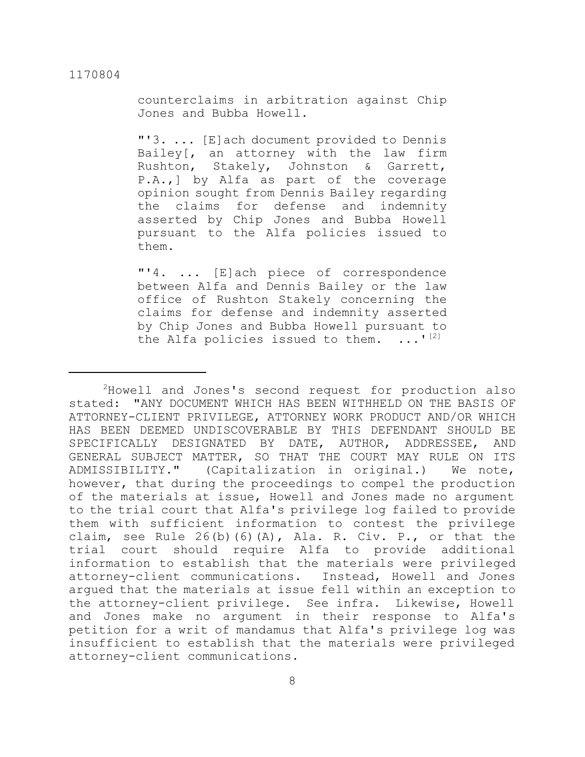counterclaims in arbitration against Chip Jones and Bubba Howell.

"'3. ... [E]ach document provided to Dennis Bailey[, an attorney with the law firm Rushton, Stakely, Johnston & Garrett, P.A.,] by Alfa as part of the coverage opinion sought from Dennis Bailey regarding the claims for defense and indemnity asserted by Chip Jones and Bubba Howell pursuant to the Alfa policies issued to them.

"'4. ... [E]ach piece of correspondence between Alfa and Dennis Bailey or the law office of Rushton Stakely concerning the claims for defense and indemnity asserted by Chip Jones and Bubba Howell pursuant to the Alfa policies issued to them. ...'[2]

---

[2]Howell and Jones's second request for production also stated: "ANY DOCUMENT WHICH HAS BEEN WITHHELD ON THE BASIS OF ATTORNEY-CLIENT PRIVILEGE, ATTORNEY WORK PRODUCT AND/OR WHICH HAS BEEN DEEMED UNDISCOVERABLE BY THIS DEFENDANT SHOULD BE SPECIFICALLY DESIGNATED BY DATE, AUTHOR, ADDRESSEE, AND GENERAL SUBJECT MATTER, SO THAT THE COURT MAY RULE ON ITS ADMISSIBILITY." (Capitalization in original.) We note, however, that during the proceedings to compel the production of the materials at issue, Howell and Jones made no argument to the trial court that Alfa's privilege log failed to provide them with sufficient information to contest the privilege claim, see Rule 26(b)(6)(A), Ala. R. Civ. P., or that the trial court should require Alfa to provide additional information to establish that the materials were privileged attorney-client communications. Instead, Howell and Jones argued that the materials at issue fell within an exception to the attorney-client privilege. See infra. Likewise, Howell and Jones make no argument in their response to Alfa's petition for a writ of mandamus that Alfa's privilege log was insufficient to establish that the materials were privileged attorney-client communications.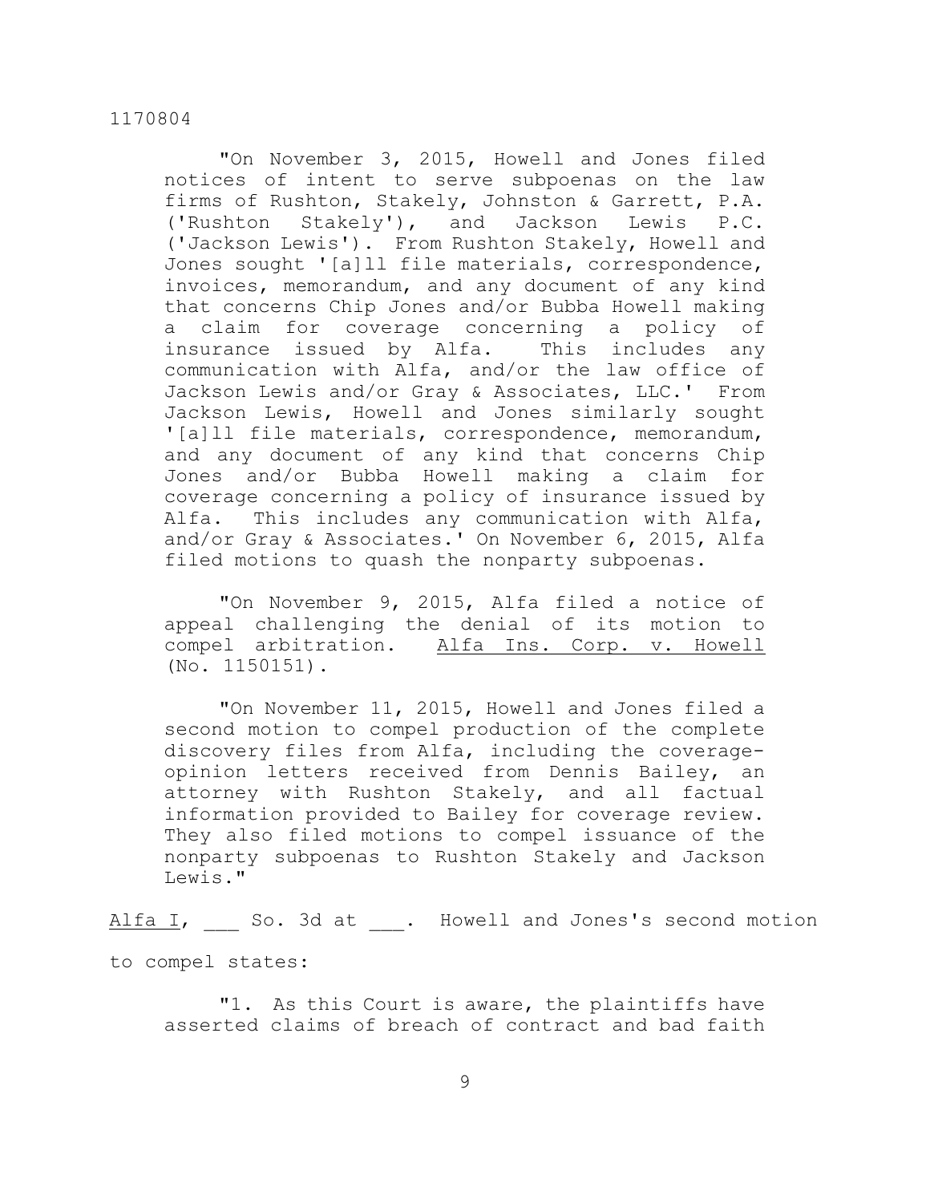> "On November 3, 2015, Howell and Jones filed notices of intent to serve subpoenas on the law firms of Rushton, Stakely, Johnston & Garrett, P.A. ('Rushton Stakely'), and Jackson Lewis P.C. ('Jackson Lewis'). From Rushton Stakely, Howell and Jones sought '[a]ll file materials, correspondence, invoices, memorandum, and any document of any kind that concerns Chip Jones and/or Bubba Howell making a claim for coverage concerning a policy of insurance issued by Alfa. This includes any communication with Alfa, and/or the law office of Jackson Lewis and/or Gray & Associates, LLC.' From Jackson Lewis, Howell and Jones similarly sought '[a]ll file materials, correspondence, memorandum, and any document of any kind that concerns Chip Jones and/or Bubba Howell making a claim for coverage concerning a policy of insurance issued by Alfa. This includes any communication with Alfa, and/or Gray & Associates.' On November 6, 2015, Alfa filed motions to quash the nonparty subpoenas.
>
> "On November 9, 2015, Alfa filed a notice of appeal challenging the denial of its motion to compel arbitration. Alfa Ins. Corp. v. Howell (No. 1150151).
>
> "On November 11, 2015, Howell and Jones filed a second motion to compel production of the complete discovery files from Alfa, including the coverage-opinion letters received from Dennis Bailey, an attorney with Rushton Stakely, and all factual information provided to Bailey for coverage review. They also filed motions to compel issuance of the nonparty subpoenas to Rushton Stakely and Jackson Lewis."

Alfa I, ___ So. 3d at ___. Howell and Jones's second motion to compel states:

> "1. As this Court is aware, the plaintiffs have asserted claims of breach of contract and bad faith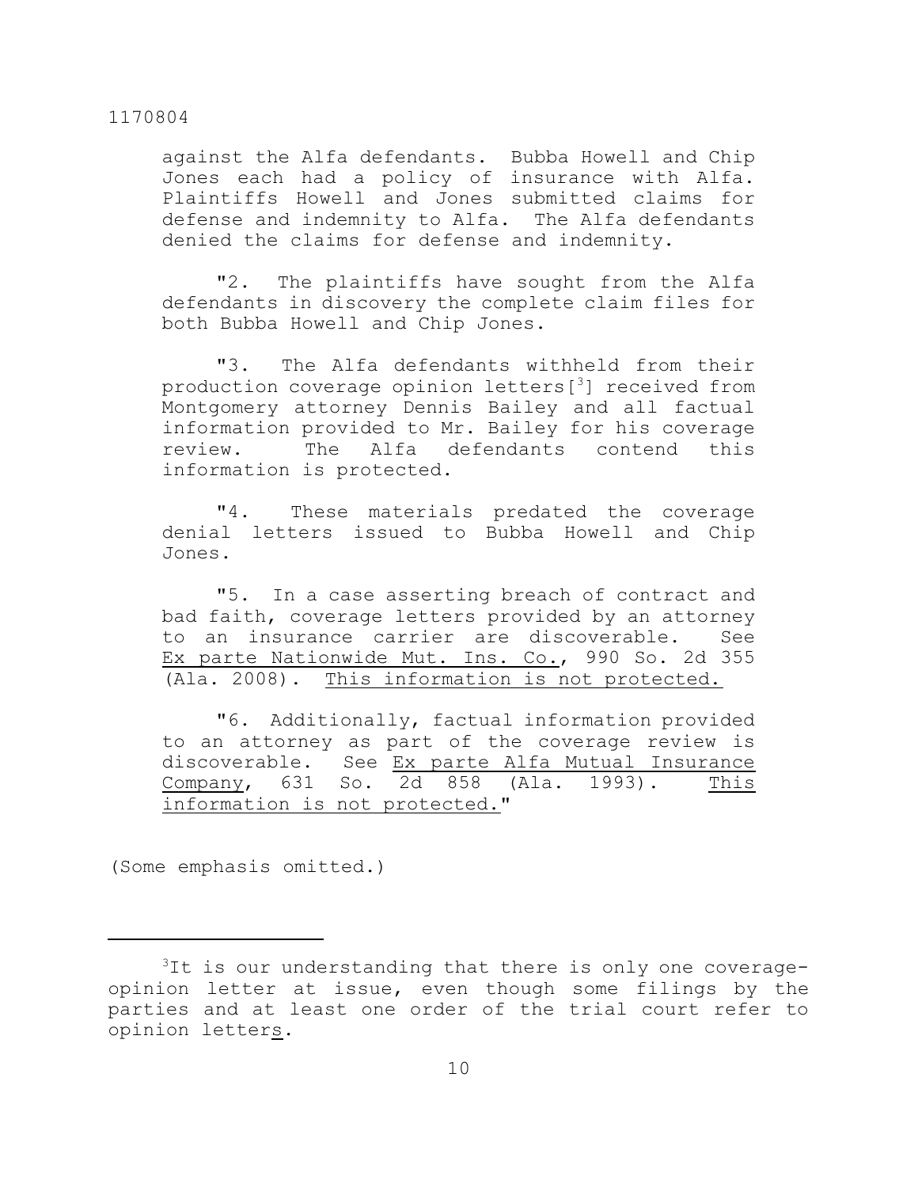against the Alfa defendants. Bubba Howell and Chip Jones each had a policy of insurance with Alfa. Plaintiffs Howell and Jones submitted claims for defense and indemnity to Alfa. The Alfa defendants denied the claims for defense and indemnity.

> "2. The plaintiffs have sought from the Alfa defendants in discovery the complete claim files for both Bubba Howell and Chip Jones.
>
> "3. The Alfa defendants withheld from their production coverage opinion letters[3] received from Montgomery attorney Dennis Bailey and all factual information provided to Mr. Bailey for his coverage review. The Alfa defendants contend this information is protected.
>
> "4. These materials predated the coverage denial letters issued to Bubba Howell and Chip Jones.
>
> "5. In a case asserting breach of contract and bad faith, coverage letters provided by an attorney to an insurance carrier are discoverable. See Ex parte Nationwide Mut. Ins. Co., 990 So. 2d 355 (Ala. 2008). <u>This information is not protected.</u>
>
> "6. Additionally, factual information provided to an attorney as part of the coverage review is discoverable. See Ex parte Alfa Mutual Insurance Company, 631 So. 2d 858 (Ala. 1993). <u>This information is not protected.</u>"

(Some emphasis omitted.)

---

[3]It is our understanding that there is only one coverage-opinion letter at issue, even though some filings by the parties and at least one order of the trial court refer to opinion letter<u>s</u>.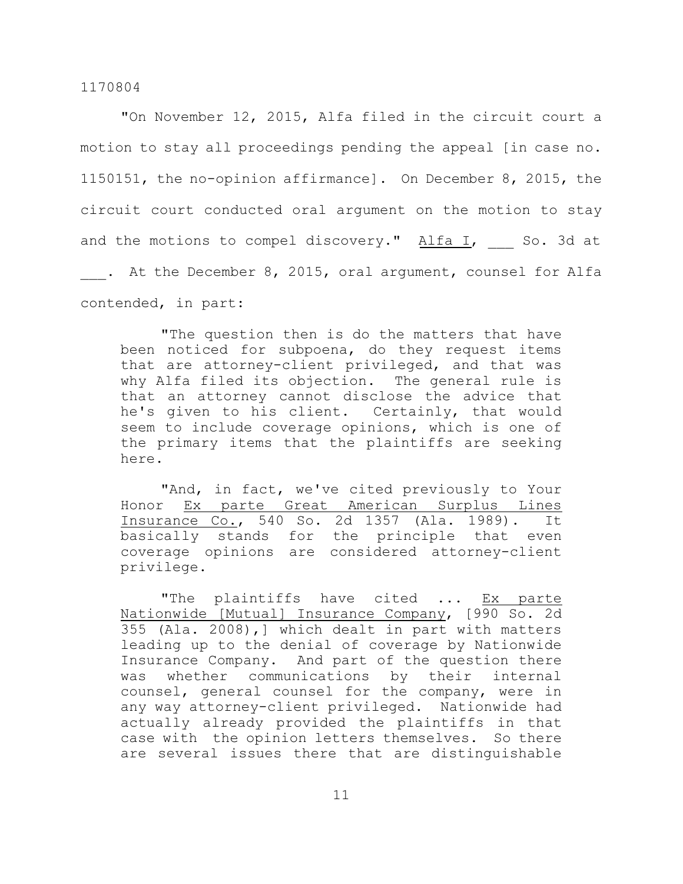"On November 12, 2015, Alfa filed in the circuit court a motion to stay all proceedings pending the appeal [in case no. 1150151, the no-opinion affirmance]. On December 8, 2015, the circuit court conducted oral argument on the motion to stay and the motions to compel discovery." Alfa I, ___ So. 3d at ___. At the December 8, 2015, oral argument, counsel for Alfa contended, in part:

> "The question then is do the matters that have been noticed for subpoena, do they request items that are attorney-client privileged, and that was why Alfa filed its objection. The general rule is that an attorney cannot disclose the advice that he's given to his client. Certainly, that would seem to include coverage opinions, which is one of the primary items that the plaintiffs are seeking here.
>
> "And, in fact, we've cited previously to Your Honor Ex parte Great American Surplus Lines Insurance Co., 540 So. 2d 1357 (Ala. 1989). It basically stands for the principle that even coverage opinions are considered attorney-client privilege.
>
> "The plaintiffs have cited ... Ex parte Nationwide [Mutual] Insurance Company, [990 So. 2d 355 (Ala. 2008),] which dealt in part with matters leading up to the denial of coverage by Nationwide Insurance Company. And part of the question there was whether communications by their internal counsel, general counsel for the company, were in any way attorney-client privileged. Nationwide had actually already provided the plaintiffs in that case with the opinion letters themselves. So there are several issues there that are distinguishable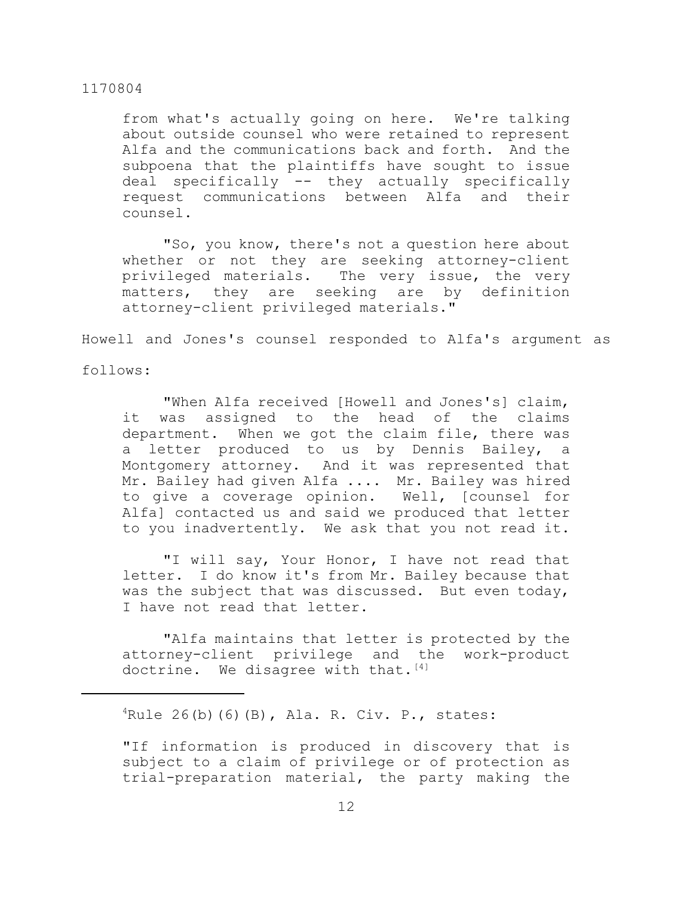> from what's actually going on here. We're talking about outside counsel who were retained to represent Alfa and the communications back and forth. And the subpoena that the plaintiffs have sought to issue deal specifically -- they actually specifically request communications between Alfa and their counsel.
>
> "So, you know, there's not a question here about whether or not they are seeking attorney-client privileged materials. The very issue, the very matters, they are seeking are by definition attorney-client privileged materials."

Howell and Jones's counsel responded to Alfa's argument as follows:

> "When Alfa received [Howell and Jones's] claim, it was assigned to the head of the claims department. When we got the claim file, there was a letter produced to us by Dennis Bailey, a Montgomery attorney. And it was represented that Mr. Bailey had given Alfa .... Mr. Bailey was hired to give a coverage opinion. Well, [counsel for Alfa] contacted us and said we produced that letter to you inadvertently. We ask that you not read it.
>
> "I will say, Your Honor, I have not read that letter. I do know it's from Mr. Bailey because that was the subject that was discussed. But even today, I have not read that letter.
>
> "Alfa maintains that letter is protected by the attorney-client privilege and the work-product doctrine. We disagree with that.[4]

---

[4]Rule 26(b)(6)(B), Ala. R. Civ. P., states:

"If information is produced in discovery that is subject to a claim of privilege or of protection as trial-preparation material, the party making the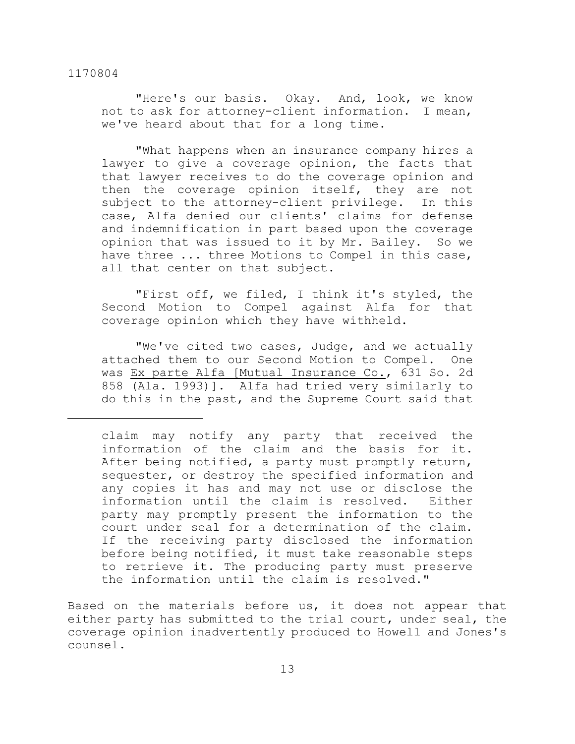"Here's our basis. Okay. And, look, we know not to ask for attorney-client information. I mean, we've heard about that for a long time.

"What happens when an insurance company hires a lawyer to give a coverage opinion, the facts that that lawyer receives to do the coverage opinion and then the coverage opinion itself, they are not subject to the attorney-client privilege. In this case, Alfa denied our clients' claims for defense and indemnification in part based upon the coverage opinion that was issued to it by Mr. Bailey. So we have three ... three Motions to Compel in this case, all that center on that subject.

"First off, we filed, I think it's styled, the Second Motion to Compel against Alfa for that coverage opinion which they have withheld.

"We've cited two cases, Judge, and we actually attached them to our Second Motion to Compel. One was Ex parte Alfa [Mutual Insurance Co., 631 So. 2d 858 (Ala. 1993)]. Alfa had tried very similarly to do this in the past, and the Supreme Court said that

---

claim may notify any party that received the information of the claim and the basis for it. After being notified, a party must promptly return, sequester, or destroy the specified information and any copies it has and may not use or disclose the information until the claim is resolved. Either party may promptly present the information to the court under seal for a determination of the claim. If the receiving party disclosed the information before being notified, it must take reasonable steps to retrieve it. The producing party must preserve the information until the claim is resolved."

Based on the materials before us, it does not appear that either party has submitted to the trial court, under seal, the coverage opinion inadvertently produced to Howell and Jones's counsel.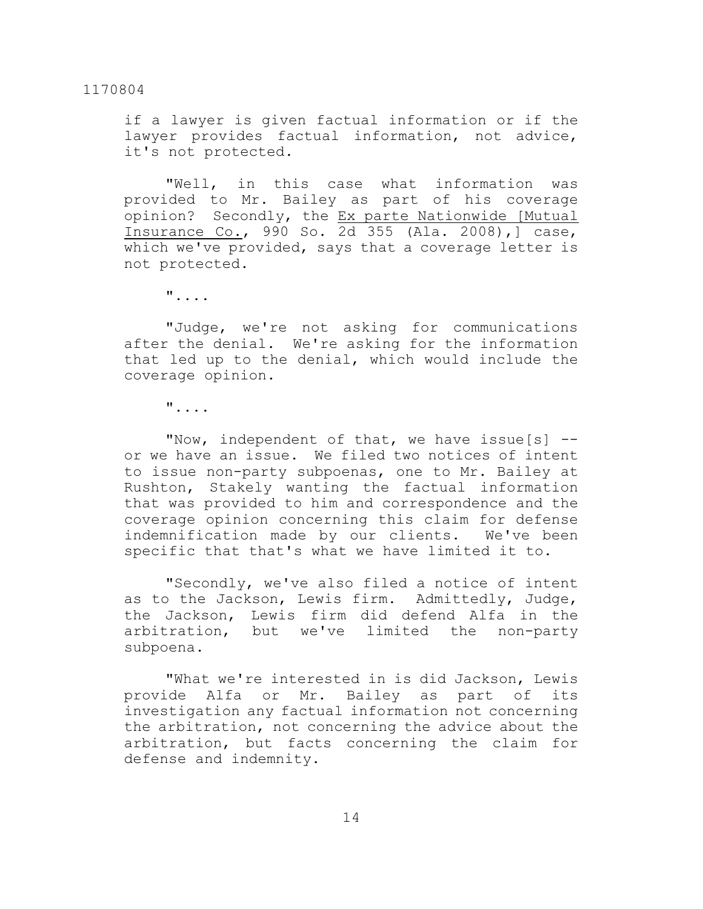if a lawyer is given factual information or if the lawyer provides factual information, not advice, it's not protected.

"Well, in this case what information was provided to Mr. Bailey as part of his coverage opinion? Secondly, the Ex parte Nationwide [Mutual Insurance Co., 990 So. 2d 355 (Ala. 2008),] case, which we've provided, says that a coverage letter is not protected.

"....

"Judge, we're not asking for communications after the denial. We're asking for the information that led up to the denial, which would include the coverage opinion.

"....

"Now, independent of that, we have issue[s] -- or we have an issue. We filed two notices of intent to issue non-party subpoenas, one to Mr. Bailey at Rushton, Stakely wanting the factual information that was provided to him and correspondence and the coverage opinion concerning this claim for defense indemnification made by our clients. We've been specific that that's what we have limited it to.

"Secondly, we've also filed a notice of intent as to the Jackson, Lewis firm. Admittedly, Judge, the Jackson, Lewis firm did defend Alfa in the arbitration, but we've limited the non-party subpoena.

"What we're interested in is did Jackson, Lewis provide Alfa or Mr. Bailey as part of its investigation any factual information not concerning the arbitration, not concerning the advice about the arbitration, but facts concerning the claim for defense and indemnity.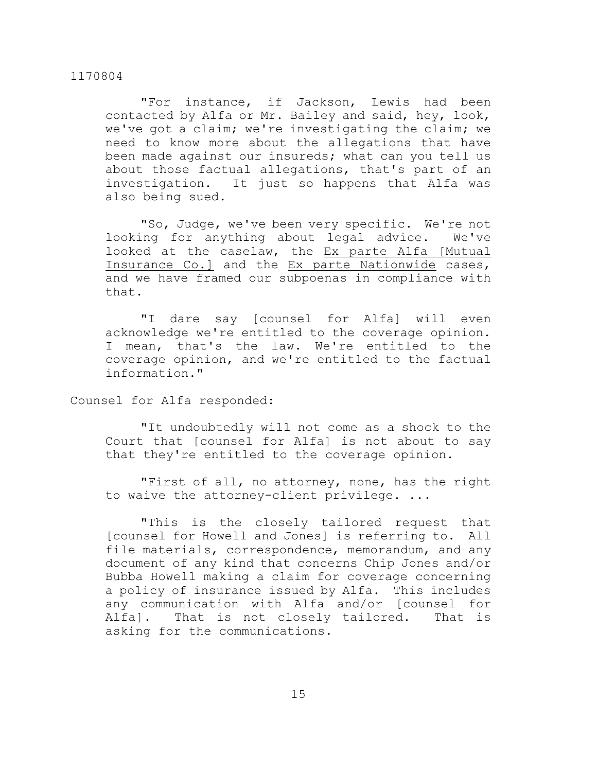"For instance, if Jackson, Lewis had been contacted by Alfa or Mr. Bailey and said, hey, look, we've got a claim; we're investigating the claim; we need to know more about the allegations that have been made against our insureds; what can you tell us about those factual allegations, that's part of an investigation. It just so happens that Alfa was also being sued.

"So, Judge, we've been very specific. We're not looking for anything about legal advice. We've looked at the caselaw, the Ex parte Alfa [Mutual Insurance Co.] and the Ex parte Nationwide cases, and we have framed our subpoenas in compliance with that.

"I dare say [counsel for Alfa] will even acknowledge we're entitled to the coverage opinion. I mean, that's the law. We're entitled to the coverage opinion, and we're entitled to the factual information."

Counsel for Alfa responded:

"It undoubtedly will not come as a shock to the Court that [counsel for Alfa] is not about to say that they're entitled to the coverage opinion.

"First of all, no attorney, none, has the right to waive the attorney-client privilege. ...

"This is the closely tailored request that [counsel for Howell and Jones] is referring to. All file materials, correspondence, memorandum, and any document of any kind that concerns Chip Jones and/or Bubba Howell making a claim for coverage concerning a policy of insurance issued by Alfa. This includes any communication with Alfa and/or [counsel for Alfa]. That is not closely tailored. That is asking for the communications.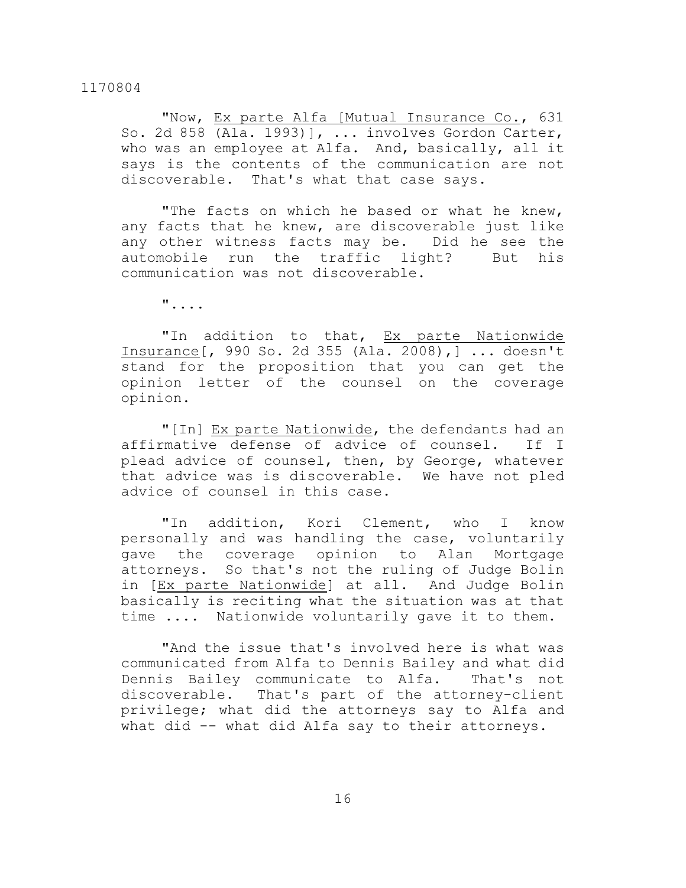"Now, _Ex parte Alfa [Mutual Insurance Co._, 631 So. 2d 858 (Ala. 1993)], ... involves Gordon Carter, who was an employee at Alfa. And, basically, all it says is the contents of the communication are not discoverable. That's what that case says.

"The facts on which he based or what he knew, any facts that he knew, are discoverable just like any other witness facts may be. Did he see the automobile run the traffic light? But his communication was not discoverable.

"....

"In addition to that, _Ex parte Nationwide Insurance_[, 990 So. 2d 355 (Ala. 2008),] ... doesn't stand for the proposition that you can get the opinion letter of the counsel on the coverage opinion.

"[In] _Ex parte Nationwide_, the defendants had an affirmative defense of advice of counsel. If I plead advice of counsel, then, by George, whatever that advice was is discoverable. We have not pled advice of counsel in this case.

"In addition, Kori Clement, who I know personally and was handling the case, voluntarily gave the coverage opinion to Alan Mortgage attorneys. So that's not the ruling of Judge Bolin in [_Ex parte Nationwide_] at all. And Judge Bolin basically is reciting what the situation was at that time .... Nationwide voluntarily gave it to them.

"And the issue that's involved here is what was communicated from Alfa to Dennis Bailey and what did Dennis Bailey communicate to Alfa. That's not discoverable. That's part of the attorney-client privilege; what did the attorneys say to Alfa and what did -- what did Alfa say to their attorneys.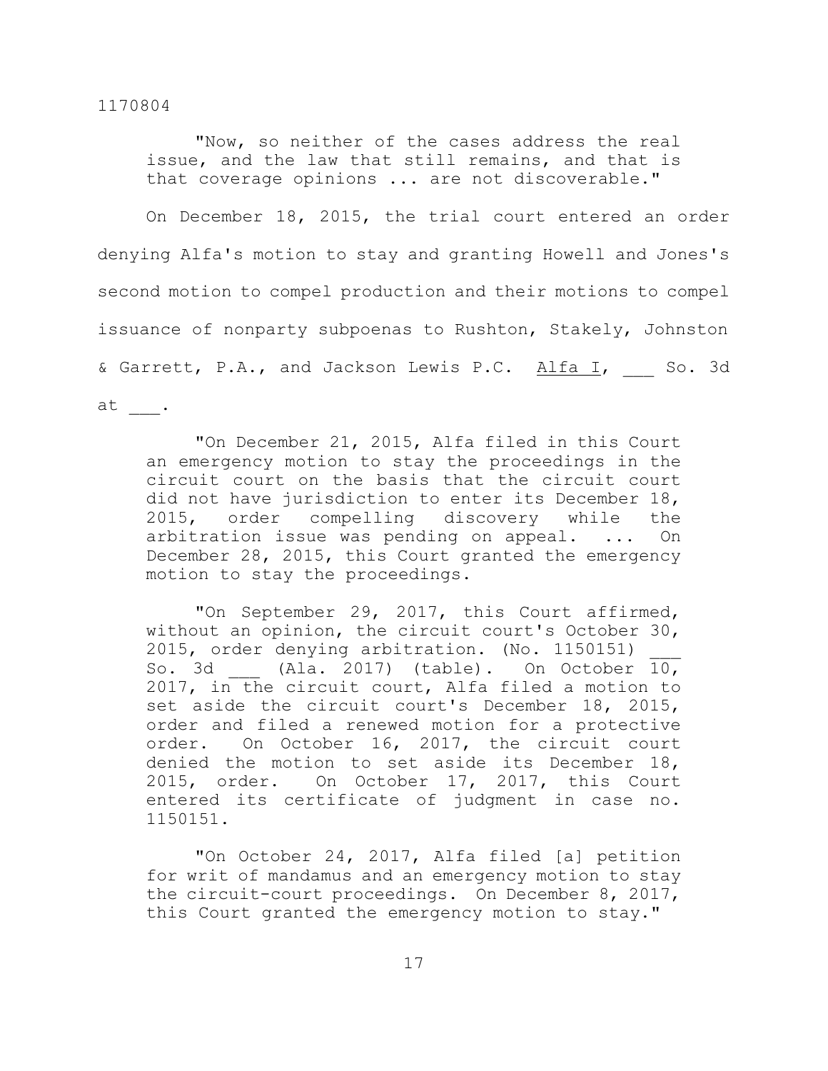"Now, so neither of the cases address the real issue, and the law that still remains, and that is that coverage opinions ... are not discoverable."

On December 18, 2015, the trial court entered an order denying Alfa's motion to stay and granting Howell and Jones's second motion to compel production and their motions to compel issuance of nonparty subpoenas to Rushton, Stakely, Johnston & Garrett, P.A., and Jackson Lewis P.C. Alfa I, ___ So. 3d at ___.

> "On December 21, 2015, Alfa filed in this Court an emergency motion to stay the proceedings in the circuit court on the basis that the circuit court did not have jurisdiction to enter its December 18, 2015, order compelling discovery while the arbitration issue was pending on appeal. ... On December 28, 2015, this Court granted the emergency motion to stay the proceedings.
>
> "On September 29, 2017, this Court affirmed, without an opinion, the circuit court's October 30, 2015, order denying arbitration. (No. 1150151) ___ So. 3d ___ (Ala. 2017) (table). On October 10, 2017, in the circuit court, Alfa filed a motion to set aside the circuit court's December 18, 2015, order and filed a renewed motion for a protective order. On October 16, 2017, the circuit court denied the motion to set aside its December 18, 2015, order. On October 17, 2017, this Court entered its certificate of judgment in case no. 1150151.
>
> "On October 24, 2017, Alfa filed [a] petition for writ of mandamus and an emergency motion to stay the circuit-court proceedings. On December 8, 2017, this Court granted the emergency motion to stay."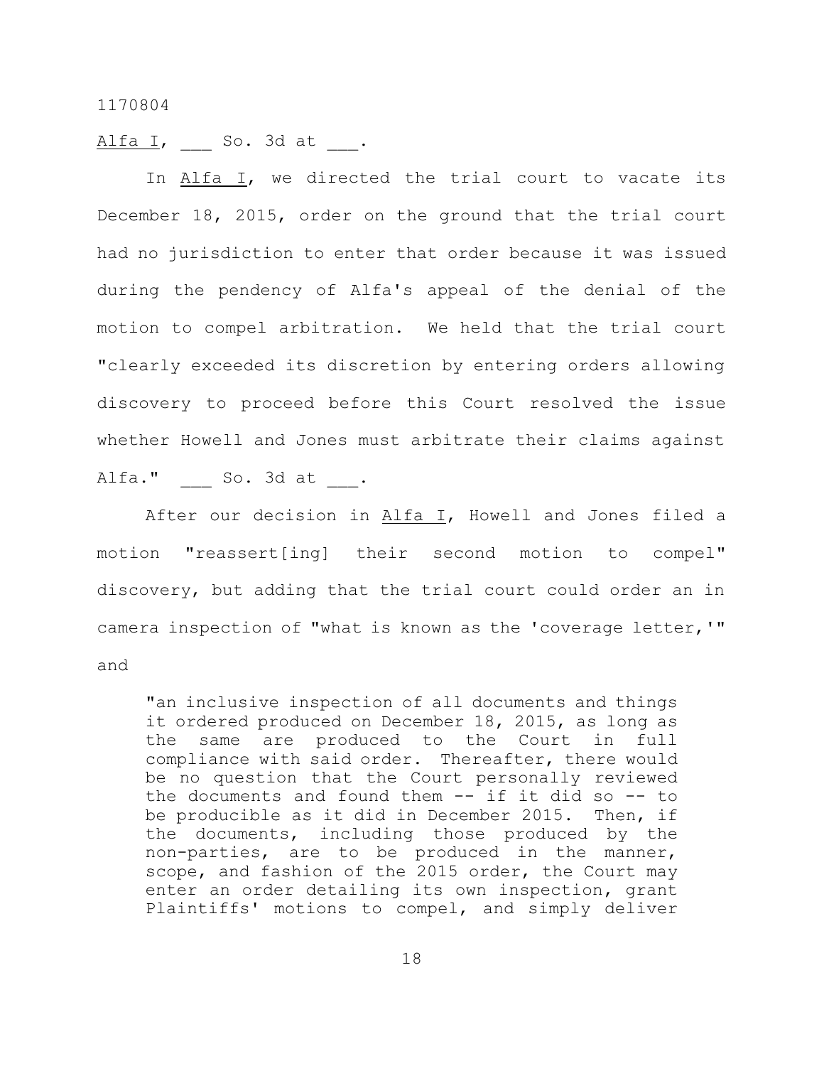Alfa I, ___ So. 3d at ___.

In Alfa I, we directed the trial court to vacate its December 18, 2015, order on the ground that the trial court had no jurisdiction to enter that order because it was issued during the pendency of Alfa's appeal of the denial of the motion to compel arbitration. We held that the trial court "clearly exceeded its discretion by entering orders allowing discovery to proceed before this Court resolved the issue whether Howell and Jones must arbitrate their claims against Alfa." ___ So. 3d at ___.

After our decision in Alfa I, Howell and Jones filed a motion "reassert[ing] their second motion to compel" discovery, but adding that the trial court could order an in camera inspection of "what is known as the 'coverage letter,'" and

> "an inclusive inspection of all documents and things it ordered produced on December 18, 2015, as long as the same are produced to the Court in full compliance with said order. Thereafter, there would be no question that the Court personally reviewed the documents and found them -- if it did so -- to be producible as it did in December 2015. Then, if the documents, including those produced by the non-parties, are to be produced in the manner, scope, and fashion of the 2015 order, the Court may enter an order detailing its own inspection, grant Plaintiffs' motions to compel, and simply deliver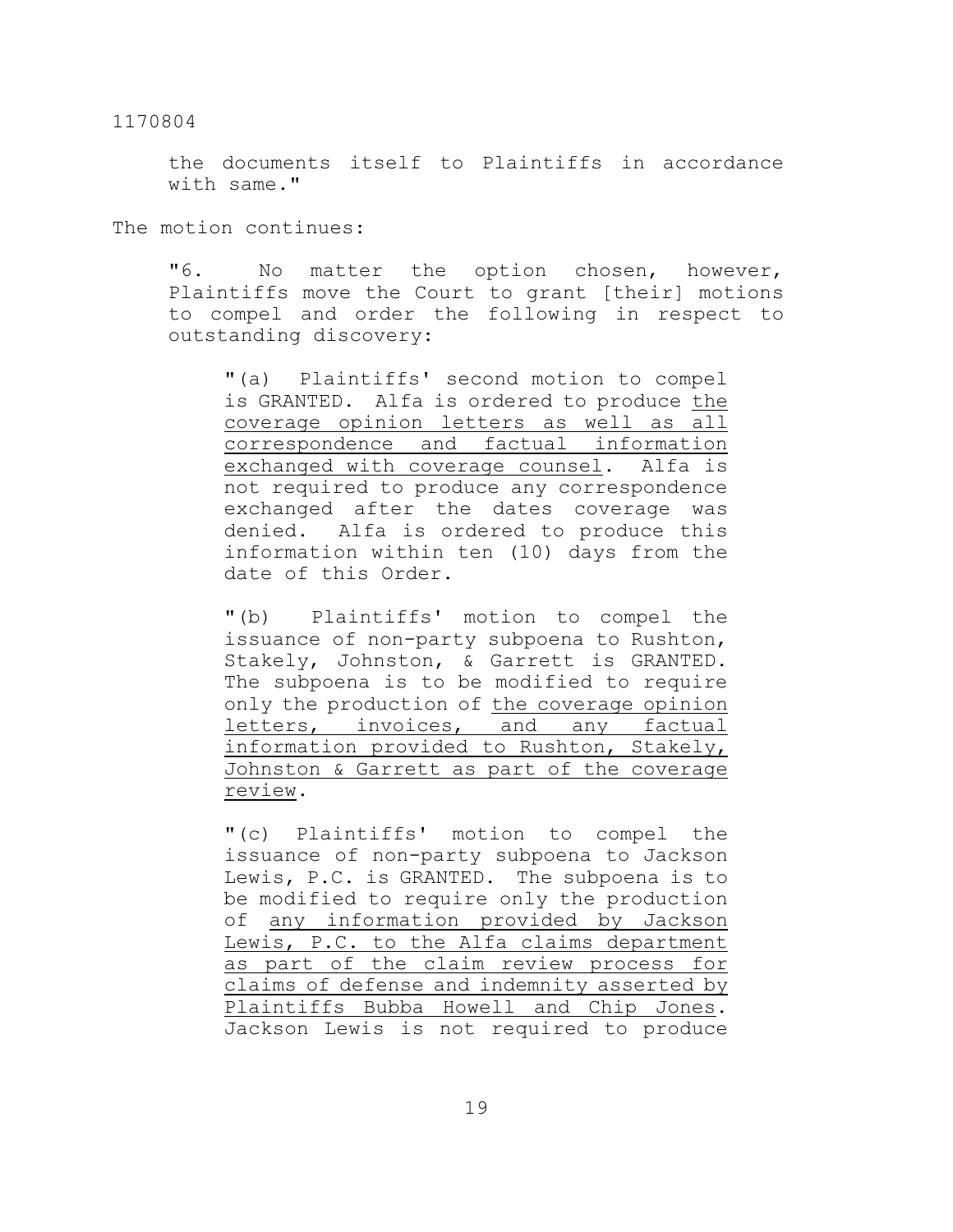the documents itself to Plaintiffs in accordance with same."

The motion continues:

> "6. No matter the option chosen, however, Plaintiffs move the Court to grant [their] motions to compel and order the following in respect to outstanding discovery:
>
> > "(a) Plaintiffs' second motion to compel is GRANTED. Alfa is ordered to produce <u>the coverage opinion letters as well as all correspondence and factual information exchanged with coverage counsel</u>. Alfa is not required to produce any correspondence exchanged after the dates coverage was denied. Alfa is ordered to produce this information within ten (10) days from the date of this Order.
> >
> > "(b) Plaintiffs' motion to compel the issuance of non-party subpoena to Rushton, Stakely, Johnston, & Garrett is GRANTED. The subpoena is to be modified to require only the production of <u>the coverage opinion letters, invoices, and any factual information provided to Rushton, Stakely, Johnston & Garrett as part of the coverage review</u>.
> >
> > "(c) Plaintiffs' motion to compel the issuance of non-party subpoena to Jackson Lewis, P.C. is GRANTED. The subpoena is to be modified to require only the production of <u>any information provided by Jackson Lewis, P.C. to the Alfa claims department as part of the claim review process for claims of defense and indemnity asserted by Plaintiffs Bubba Howell and Chip Jones</u>. Jackson Lewis is not required to produce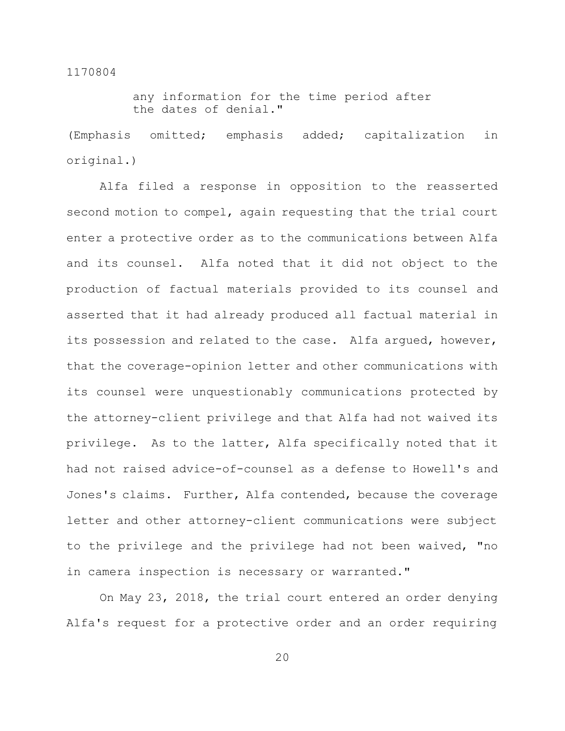> any information for the time period after the dates of denial."

(Emphasis omitted; emphasis added; capitalization in original.)

Alfa filed a response in opposition to the reasserted second motion to compel, again requesting that the trial court enter a protective order as to the communications between Alfa and its counsel. Alfa noted that it did not object to the production of factual materials provided to its counsel and asserted that it had already produced all factual material in its possession and related to the case. Alfa argued, however, that the coverage-opinion letter and other communications with its counsel were unquestionably communications protected by the attorney-client privilege and that Alfa had not waived its privilege. As to the latter, Alfa specifically noted that it had not raised advice-of-counsel as a defense to Howell's and Jones's claims. Further, Alfa contended, because the coverage letter and other attorney-client communications were subject to the privilege and the privilege had not been waived, "no in camera inspection is necessary or warranted."

On May 23, 2018, the trial court entered an order denying Alfa's request for a protective order and an order requiring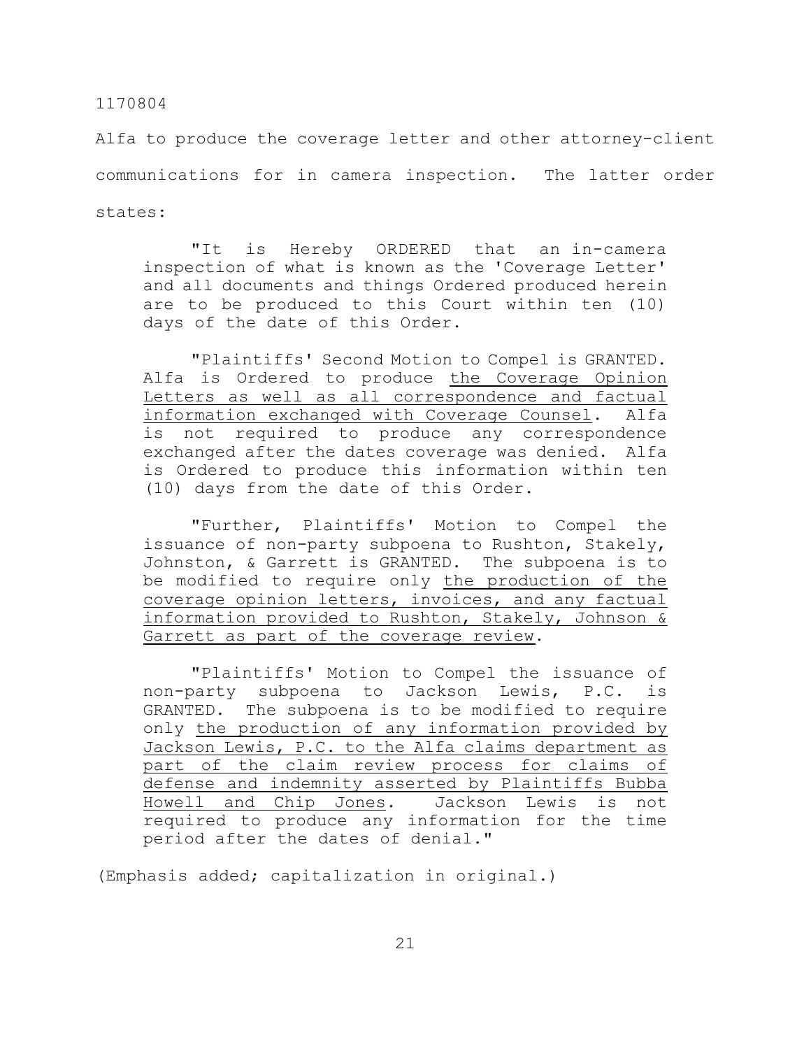Alfa to produce the coverage letter and other attorney-client communications for in camera inspection. The latter order states:

> "It is Hereby ORDERED that an in-camera inspection of what is known as the 'Coverage Letter' and all documents and things Ordered produced herein are to be produced to this Court within ten (10) days of the date of this Order.
>
> "Plaintiffs' Second Motion to Compel is GRANTED. Alfa is Ordered to produce <u>the Coverage Opinion Letters as well as all correspondence and factual information exchanged with Coverage Counsel</u>. Alfa is not required to produce any correspondence exchanged after the dates coverage was denied. Alfa is Ordered to produce this information within ten (10) days from the date of this Order.
>
> "Further, Plaintiffs' Motion to Compel the issuance of non-party subpoena to Rushton, Stakely, Johnston, & Garrett is GRANTED. The subpoena is to be modified to require only <u>the production of the coverage opinion letters, invoices, and any factual information provided to Rushton, Stakely, Johnson & Garrett as part of the coverage review</u>.
>
> "Plaintiffs' Motion to Compel the issuance of non-party subpoena to Jackson Lewis, P.C. is GRANTED. The subpoena is to be modified to require only <u>the production of any information provided by Jackson Lewis, P.C. to the Alfa claims department as part of the claim review process for claims of defense and indemnity asserted by Plaintiffs Bubba Howell and Chip Jones</u>. Jackson Lewis is not required to produce any information for the time period after the dates of denial."

(Emphasis added; capitalization in original.)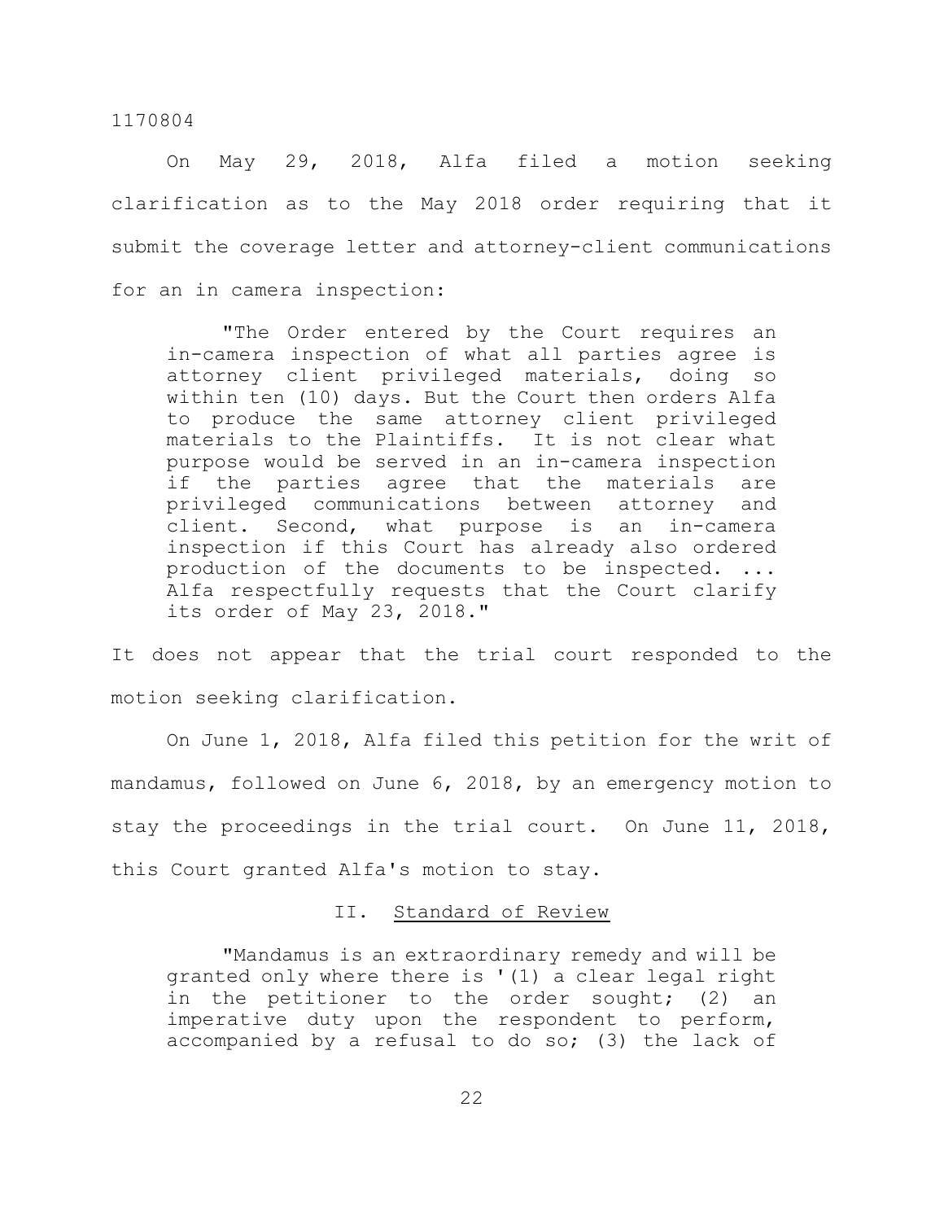On May 29, 2018, Alfa filed a motion seeking clarification as to the May 2018 order requiring that it submit the coverage letter and attorney-client communications for an in camera inspection:

> "The Order entered by the Court requires an in-camera inspection of what all parties agree is attorney client privileged materials, doing so within ten (10) days. But the Court then orders Alfa to produce the same attorney client privileged materials to the Plaintiffs. It is not clear what purpose would be served in an in-camera inspection if the parties agree that the materials are privileged communications between attorney and client. Second, what purpose is an in-camera inspection if this Court has already also ordered production of the documents to be inspected. ... Alfa respectfully requests that the Court clarify its order of May 23, 2018."

It does not appear that the trial court responded to the motion seeking clarification.

On June 1, 2018, Alfa filed this petition for the writ of mandamus, followed on June 6, 2018, by an emergency motion to stay the proceedings in the trial court. On June 11, 2018, this Court granted Alfa's motion to stay.

## II. Standard of Review

> "Mandamus is an extraordinary remedy and will be granted only where there is '(1) a clear legal right in the petitioner to the order sought; (2) an imperative duty upon the respondent to perform, accompanied by a refusal to do so; (3) the lack of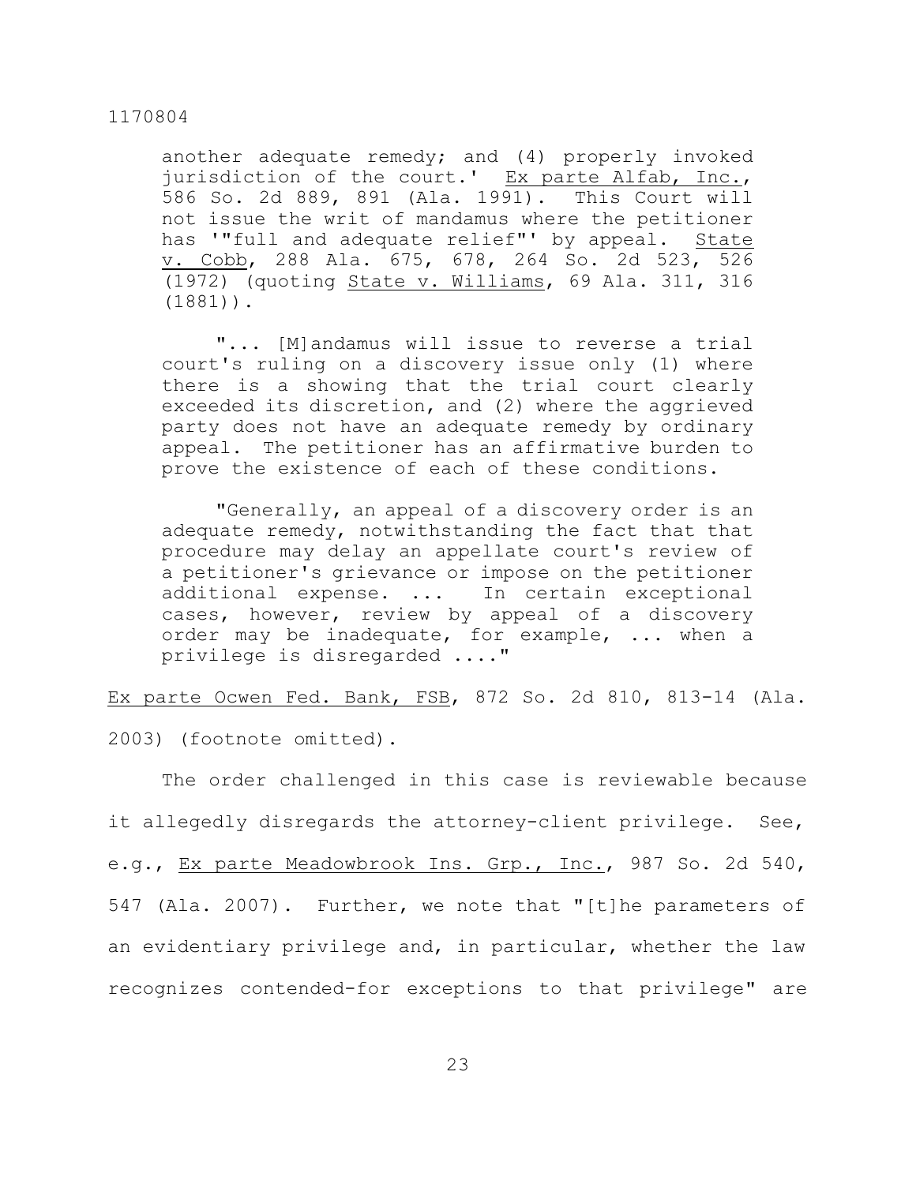another adequate remedy; and (4) properly invoked jurisdiction of the court.' Ex parte Alfab, Inc., 586 So. 2d 889, 891 (Ala. 1991). This Court will not issue the writ of mandamus where the petitioner has '"full and adequate relief"' by appeal. State v. Cobb, 288 Ala. 675, 678, 264 So. 2d 523, 526 (1972) (quoting State v. Williams, 69 Ala. 311, 316 (1881)).

> "... [M]andamus will issue to reverse a trial court's ruling on a discovery issue only (1) where there is a showing that the trial court clearly exceeded its discretion, and (2) where the aggrieved party does not have an adequate remedy by ordinary appeal. The petitioner has an affirmative burden to prove the existence of each of these conditions.
>
> "Generally, an appeal of a discovery order is an adequate remedy, notwithstanding the fact that that procedure may delay an appellate court's review of a petitioner's grievance or impose on the petitioner additional expense. ... In certain exceptional cases, however, review by appeal of a discovery order may be inadequate, for example, ... when a privilege is disregarded ...."

Ex parte Ocwen Fed. Bank, FSB, 872 So. 2d 810, 813-14 (Ala. 2003) (footnote omitted).

The order challenged in this case is reviewable because it allegedly disregards the attorney-client privilege. See, e.g., Ex parte Meadowbrook Ins. Grp., Inc., 987 So. 2d 540, 547 (Ala. 2007). Further, we note that "[t]he parameters of an evidentiary privilege and, in particular, whether the law recognizes contended-for exceptions to that privilege" are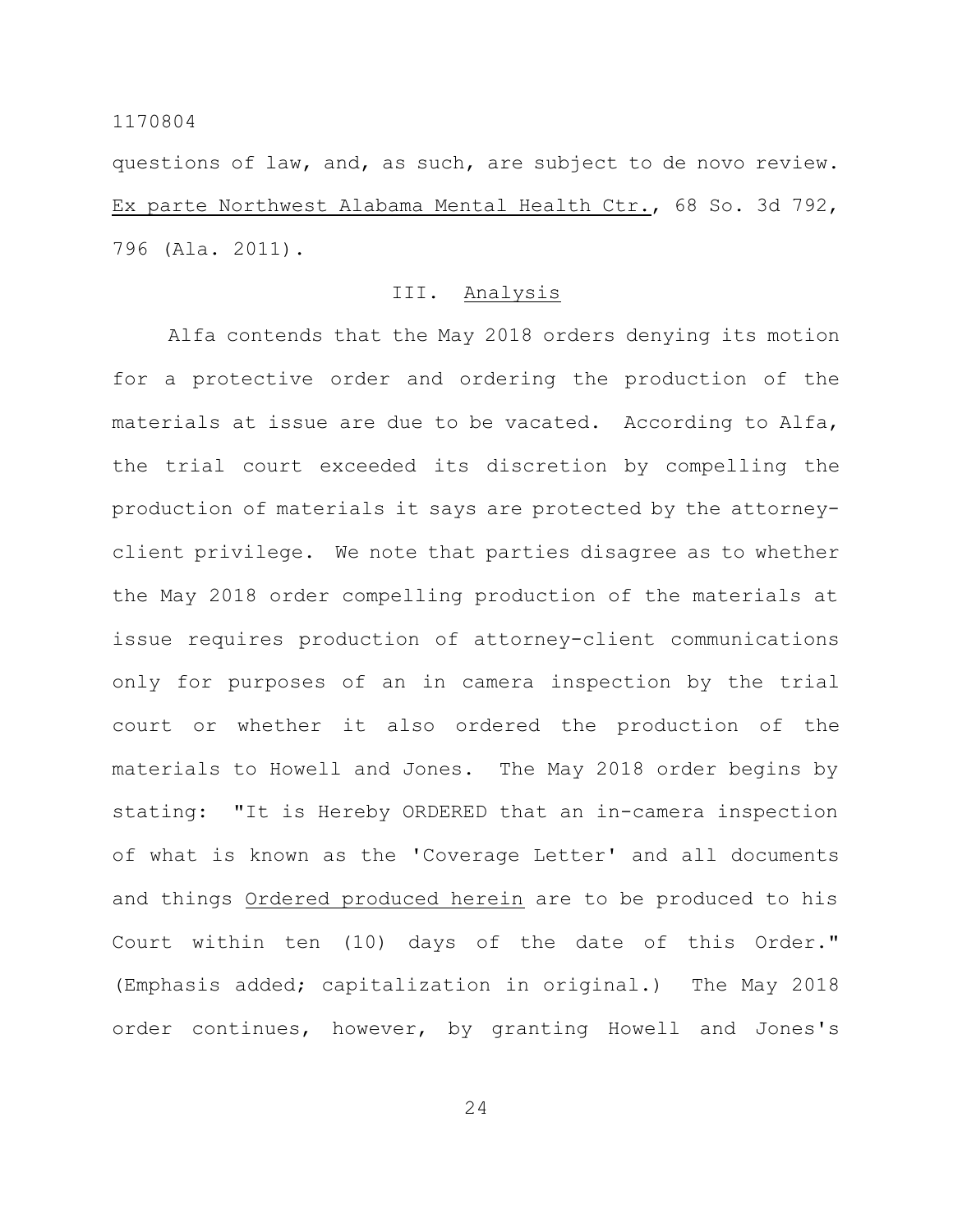questions of law, and, as such, are subject to de novo review. Ex parte Northwest Alabama Mental Health Ctr., 68 So. 3d 792, 796 (Ala. 2011).

## III. Analysis

Alfa contends that the May 2018 orders denying its motion for a protective order and ordering the production of the materials at issue are due to be vacated. According to Alfa, the trial court exceeded its discretion by compelling the production of materials it says are protected by the attorney-client privilege. We note that parties disagree as to whether the May 2018 order compelling production of the materials at issue requires production of attorney-client communications only for purposes of an in camera inspection by the trial court or whether it also ordered the production of the materials to Howell and Jones. The May 2018 order begins by stating: "It is Hereby ORDERED that an in-camera inspection of what is known as the 'Coverage Letter' and all documents and things Ordered produced herein are to be produced to his Court within ten (10) days of the date of this Order." (Emphasis added; capitalization in original.) The May 2018 order continues, however, by granting Howell and Jones's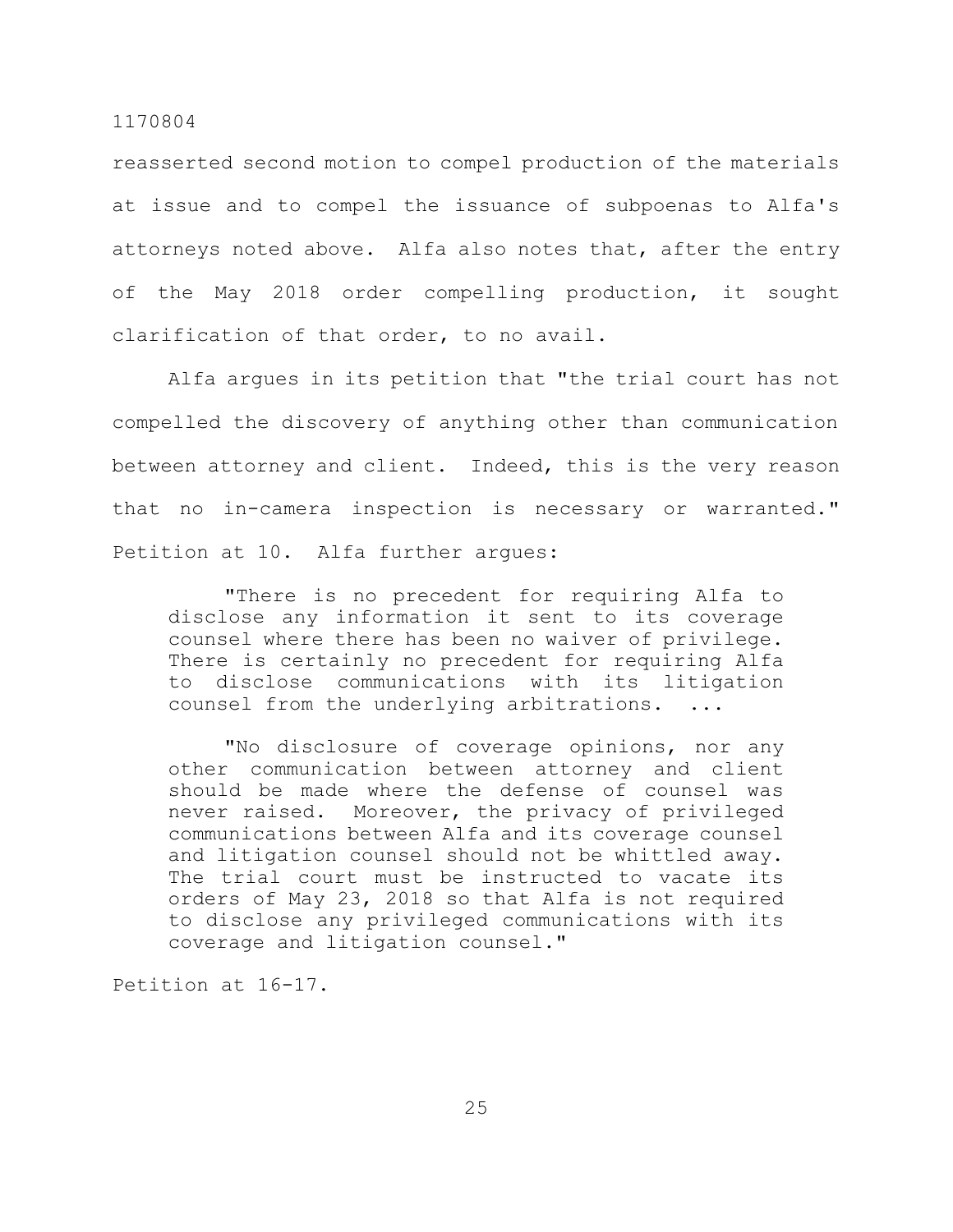reasserted second motion to compel production of the materials at issue and to compel the issuance of subpoenas to Alfa's attorneys noted above. Alfa also notes that, after the entry of the May 2018 order compelling production, it sought clarification of that order, to no avail.

Alfa argues in its petition that "the trial court has not compelled the discovery of anything other than communication between attorney and client. Indeed, this is the very reason that no in-camera inspection is necessary or warranted." Petition at 10. Alfa further argues:

> "There is no precedent for requiring Alfa to disclose any information it sent to its coverage counsel where there has been no waiver of privilege. There is certainly no precedent for requiring Alfa to disclose communications with its litigation counsel from the underlying arbitrations. ...
>
> "No disclosure of coverage opinions, nor any other communication between attorney and client should be made where the defense of counsel was never raised. Moreover, the privacy of privileged communications between Alfa and its coverage counsel and litigation counsel should not be whittled away. The trial court must be instructed to vacate its orders of May 23, 2018 so that Alfa is not required to disclose any privileged communications with its coverage and litigation counsel."

Petition at 16-17.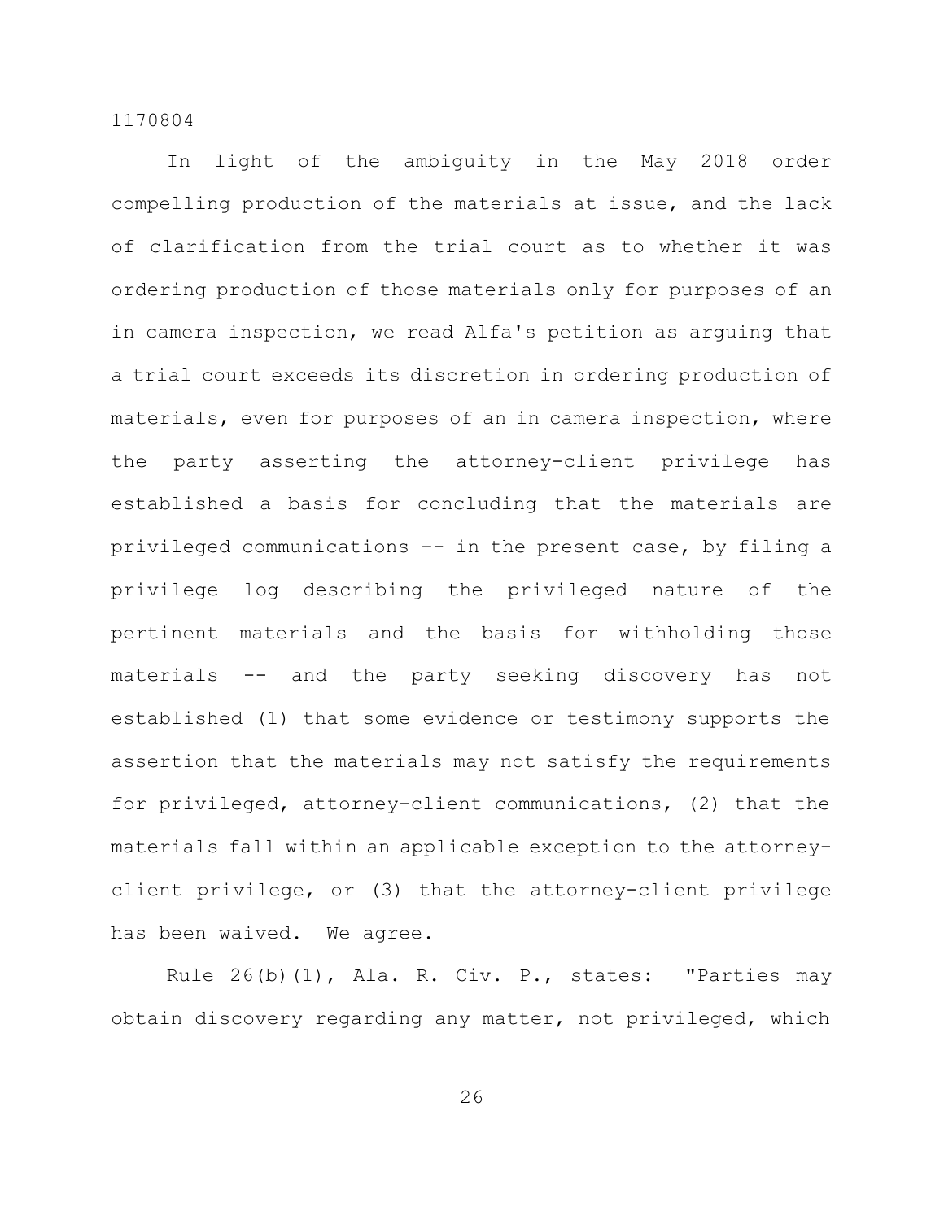In light of the ambiguity in the May 2018 order compelling production of the materials at issue, and the lack of clarification from the trial court as to whether it was ordering production of those materials only for purposes of an in camera inspection, we read Alfa's petition as arguing that a trial court exceeds its discretion in ordering production of materials, even for purposes of an in camera inspection, where the party asserting the attorney-client privilege has established a basis for concluding that the materials are privileged communications –- in the present case, by filing a privilege log describing the privileged nature of the pertinent materials and the basis for withholding those materials -- and the party seeking discovery has not established (1) that some evidence or testimony supports the assertion that the materials may not satisfy the requirements for privileged, attorney-client communications, (2) that the materials fall within an applicable exception to the attorney-client privilege, or (3) that the attorney-client privilege has been waived. We agree.

Rule 26(b)(1), Ala. R. Civ. P., states: "Parties may obtain discovery regarding any matter, not privileged, which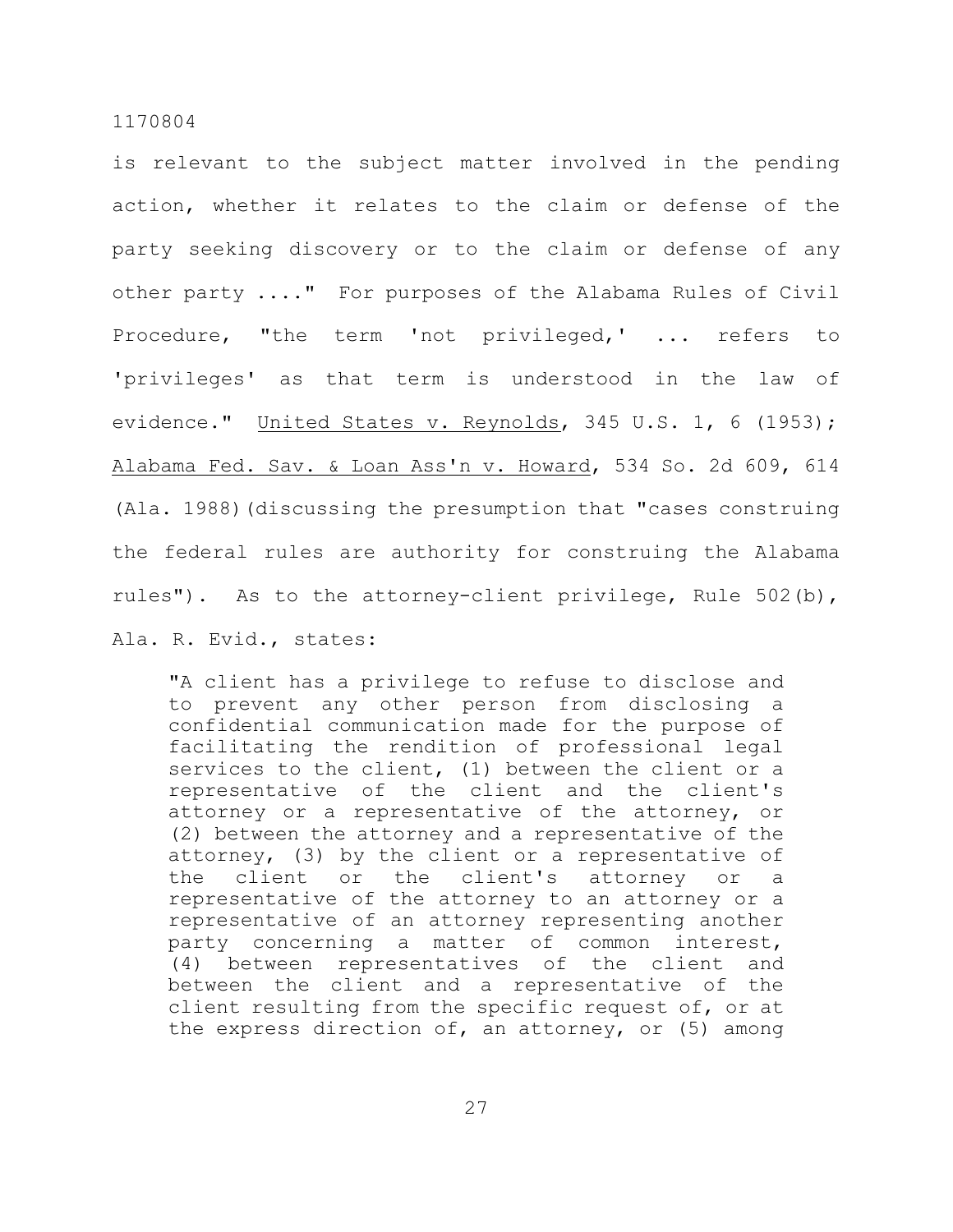is relevant to the subject matter involved in the pending action, whether it relates to the claim or defense of the party seeking discovery or to the claim or defense of any other party ...." For purposes of the Alabama Rules of Civil Procedure, "the term 'not privileged,' ... refers to 'privileges' as that term is understood in the law of evidence." United States v. Reynolds, 345 U.S. 1, 6 (1953); Alabama Fed. Sav. & Loan Ass'n v. Howard, 534 So. 2d 609, 614 (Ala. 1988)(discussing the presumption that "cases construing the federal rules are authority for construing the Alabama rules"). As to the attorney-client privilege, Rule 502(b), Ala. R. Evid., states:

> "A client has a privilege to refuse to disclose and to prevent any other person from disclosing a confidential communication made for the purpose of facilitating the rendition of professional legal services to the client, (1) between the client or a representative of the client and the client's attorney or a representative of the attorney, or (2) between the attorney and a representative of the attorney, (3) by the client or a representative of the client or the client's attorney or a representative of the attorney to an attorney or a representative of an attorney representing another party concerning a matter of common interest, (4) between representatives of the client and between the client and a representative of the client resulting from the specific request of, or at the express direction of, an attorney, or (5) among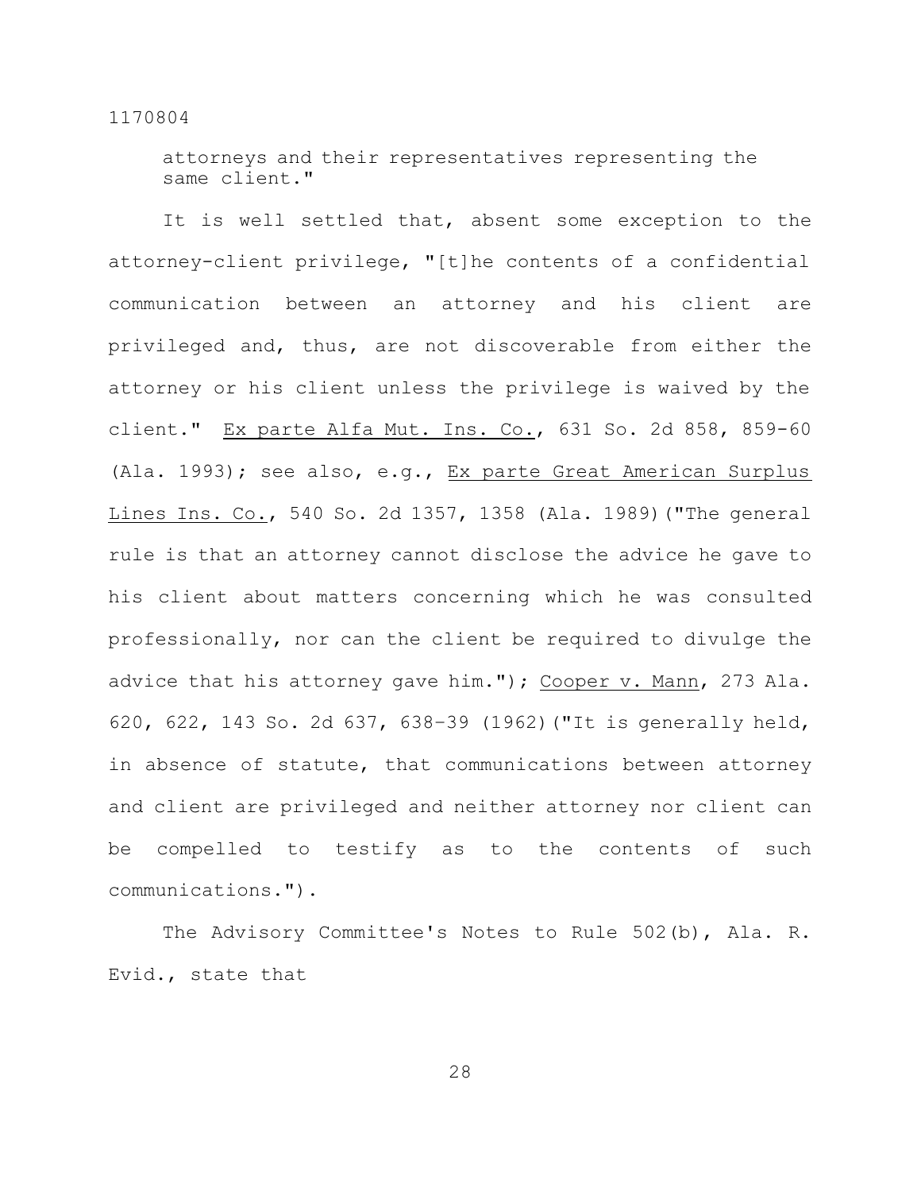attorneys and their representatives representing the same client."

It is well settled that, absent some exception to the attorney-client privilege, "[t]he contents of a confidential communication between an attorney and his client are privileged and, thus, are not discoverable from either the attorney or his client unless the privilege is waived by the client." Ex parte Alfa Mut. Ins. Co., 631 So. 2d 858, 859-60 (Ala. 1993); see also, e.g., Ex parte Great American Surplus Lines Ins. Co., 540 So. 2d 1357, 1358 (Ala. 1989)("The general rule is that an attorney cannot disclose the advice he gave to his client about matters concerning which he was consulted professionally, nor can the client be required to divulge the advice that his attorney gave him."); Cooper v. Mann, 273 Ala. 620, 622, 143 So. 2d 637, 638–39 (1962)("It is generally held, in absence of statute, that communications between attorney and client are privileged and neither attorney nor client can be compelled to testify as to the contents of such communications.").

The Advisory Committee's Notes to Rule 502(b), Ala. R. Evid., state that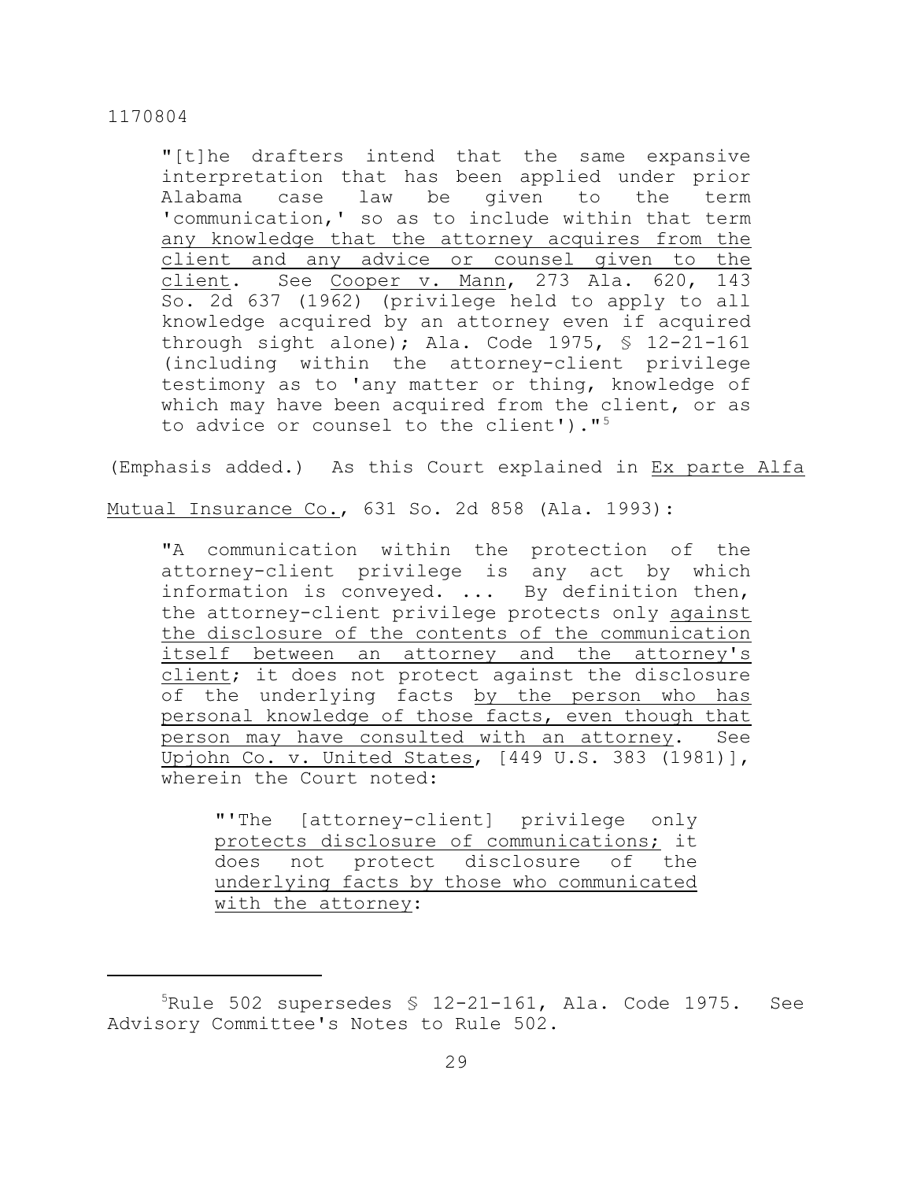> "[t]he drafters intend that the same expansive interpretation that has been applied under prior Alabama case law be given to the term 'communication,' so as to include within that term <u>any knowledge that the attorney acquires from the client and any advice or counsel given to the client</u>. See <u>Cooper v. Mann</u>, 273 Ala. 620, 143 So. 2d 637 (1962) (privilege held to apply to all knowledge acquired by an attorney even if acquired through sight alone); Ala. Code 1975, § 12-21-161 (including within the attorney-client privilege testimony as to 'any matter or thing, knowledge of which may have been acquired from the client, or as to advice or counsel to the client')."[5]

(Emphasis added.) As this Court explained in <u>Ex parte Alfa Mutual Insurance Co.</u>, 631 So. 2d 858 (Ala. 1993):

> "A communication within the protection of the attorney-client privilege is any act by which information is conveyed. ... By definition then, the attorney-client privilege protects only <u>against the disclosure of the contents of the communication itself between an attorney and the attorney's client</u>; it does not protect against the disclosure of the underlying facts <u>by the person who has personal knowledge of those facts, even though that person may have consulted with an attorney</u>. See <u>Upjohn Co. v. United States</u>, [449 U.S. 383 (1981)], wherein the Court noted:
>
> > "'The [attorney-client] privilege only <u>protects disclosure of communications;</u> it does not protect disclosure of the <u>underlying facts by those who communicated with the attorney</u>:

---

[5] Rule 502 supersedes § 12-21-161, Ala. Code 1975. See Advisory Committee's Notes to Rule 502.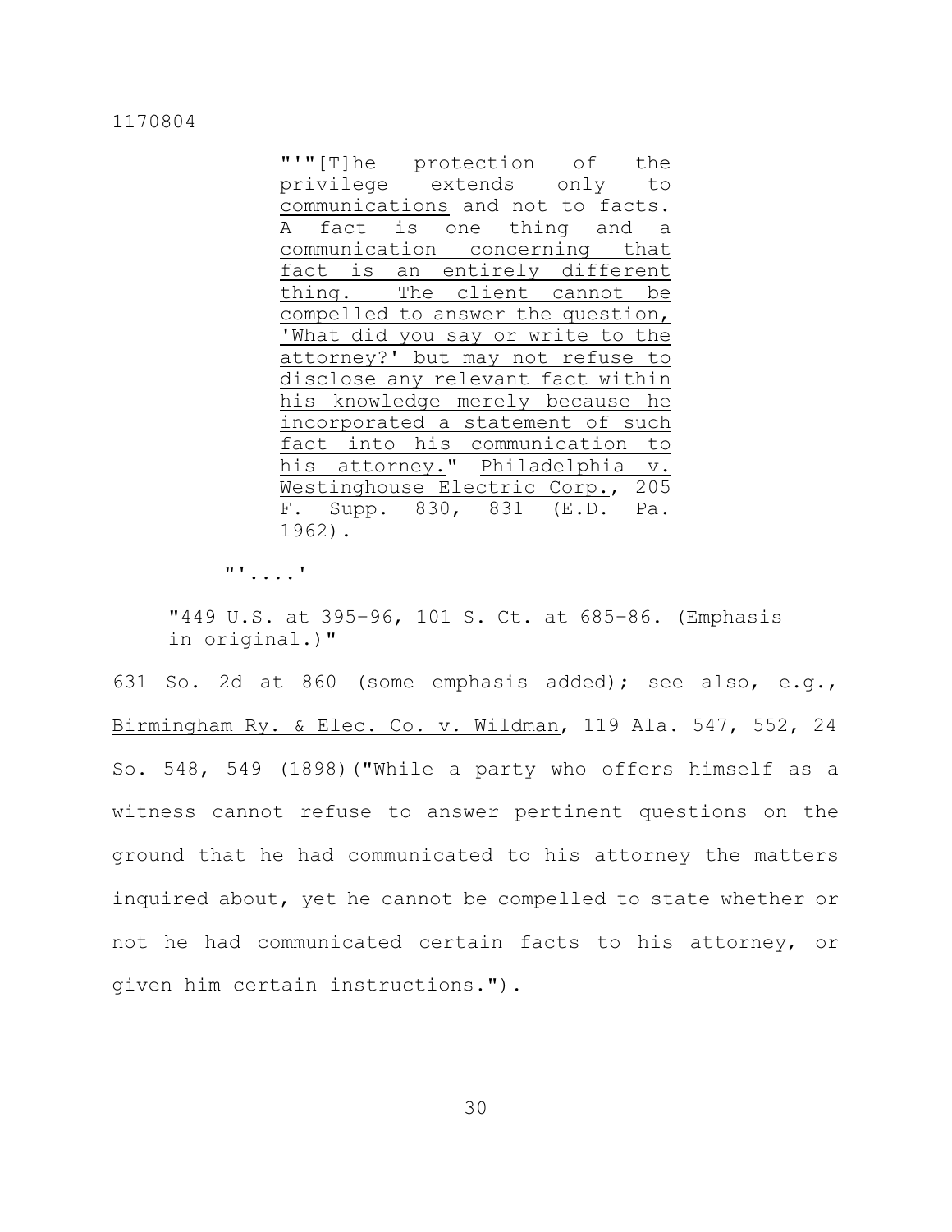> "'"[T]he protection of the privilege extends only to <u>communications</u> and not to facts. <u>A fact is one thing and a communication concerning that fact is an entirely different thing. The client cannot be compelled to answer the question, 'What did you say or write to the attorney?' but may not refuse to disclose any relevant fact within his knowledge merely because he incorporated a statement of such fact into his communication to his attorney.</u>" <u>Philadelphia v. Westinghouse Electric Corp.</u>, 205 F. Supp. 830, 831 (E.D. Pa. 1962).
>
> "'....'
>
> "449 U.S. at 395-96, 101 S. Ct. at 685-86. (Emphasis in original.)"

631 So. 2d at 860 (some emphasis added); see also, e.g., <u>Birmingham Ry. & Elec. Co. v. Wildman</u>, 119 Ala. 547, 552, 24 So. 548, 549 (1898)("While a party who offers himself as a witness cannot refuse to answer pertinent questions on the ground that he had communicated to his attorney the matters inquired about, yet he cannot be compelled to state whether or not he had communicated certain facts to his attorney, or given him certain instructions.").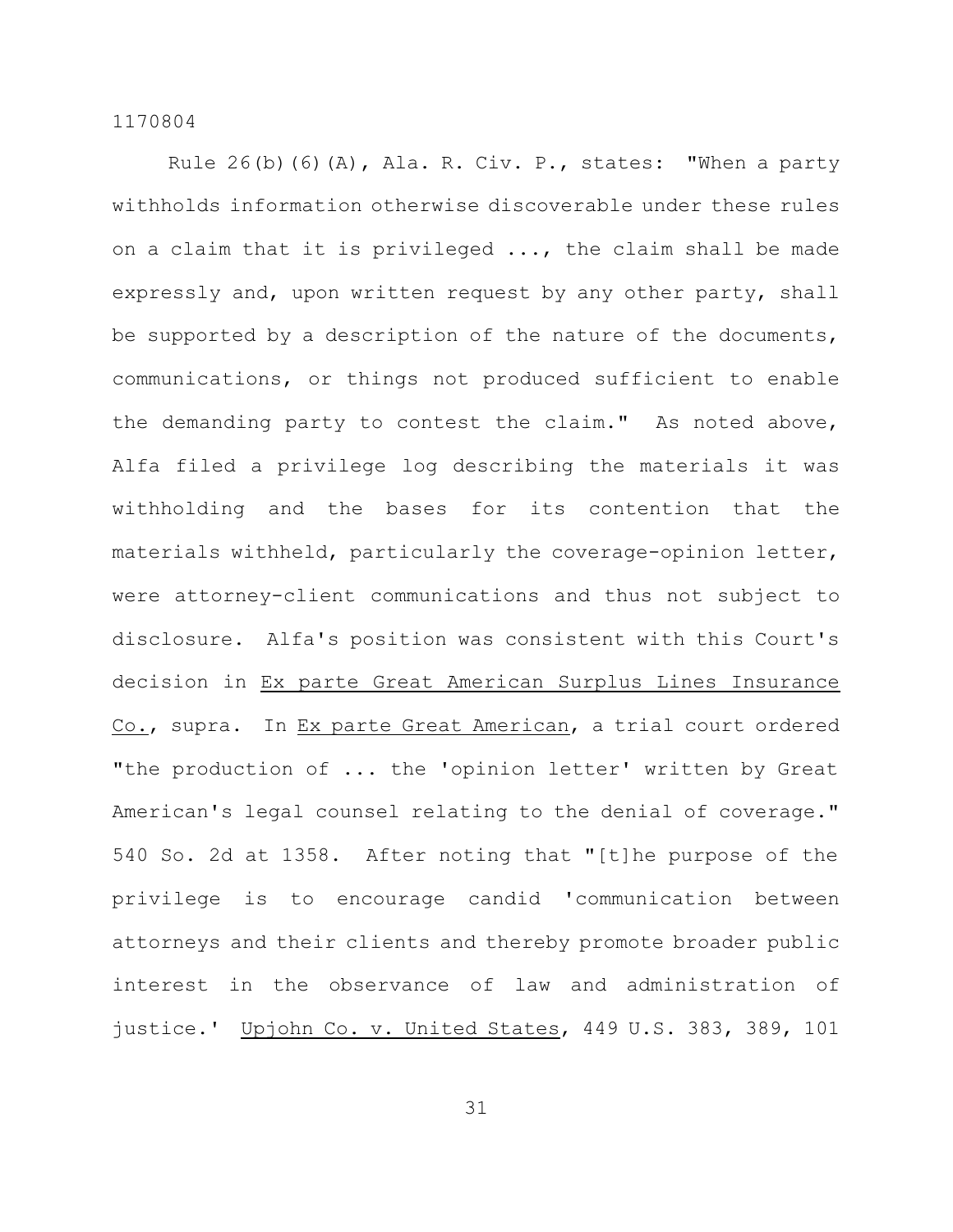Rule 26(b)(6)(A), Ala. R. Civ. P., states: "When a party withholds information otherwise discoverable under these rules on a claim that it is privileged ..., the claim shall be made expressly and, upon written request by any other party, shall be supported by a description of the nature of the documents, communications, or things not produced sufficient to enable the demanding party to contest the claim." As noted above, Alfa filed a privilege log describing the materials it was withholding and the bases for its contention that the materials withheld, particularly the coverage-opinion letter, were attorney-client communications and thus not subject to disclosure. Alfa's position was consistent with this Court's decision in Ex parte Great American Surplus Lines Insurance Co., supra. In Ex parte Great American, a trial court ordered "the production of ... the 'opinion letter' written by Great American's legal counsel relating to the denial of coverage." 540 So. 2d at 1358. After noting that "[t]he purpose of the privilege is to encourage candid 'communication between attorneys and their clients and thereby promote broader public interest in the observance of law and administration of justice.' Upjohn Co. v. United States, 449 U.S. 383, 389, 101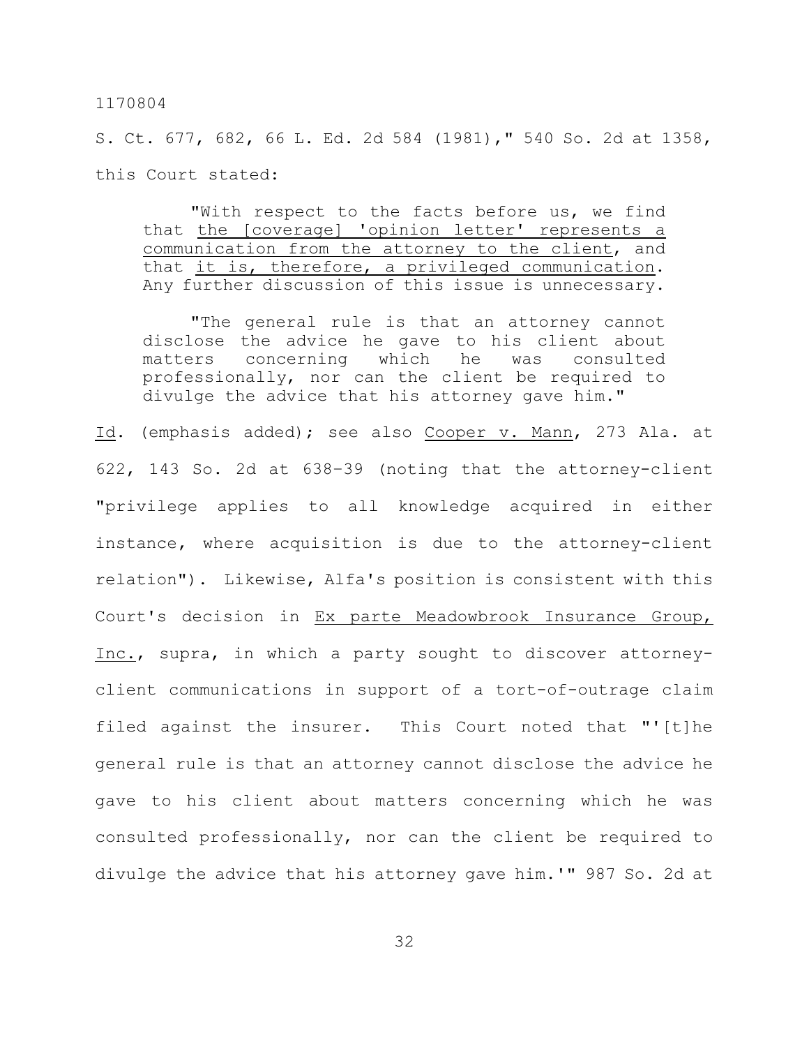S. Ct. 677, 682, 66 L. Ed. 2d 584 (1981)," 540 So. 2d at 1358, this Court stated:

> "With respect to the facts before us, we find that the [coverage] 'opinion letter' represents a communication from the attorney to the client, and that it is, therefore, a privileged communication. Any further discussion of this issue is unnecessary.
>
> "The general rule is that an attorney cannot disclose the advice he gave to his client about matters concerning which he was consulted professionally, nor can the client be required to divulge the advice that his attorney gave him."

*Id.* (emphasis added); see also *Cooper v. Mann*, 273 Ala. at 622, 143 So. 2d at 638–39 (noting that the attorney-client "privilege applies to all knowledge acquired in either instance, where acquisition is due to the attorney-client relation"). Likewise, Alfa's position is consistent with this Court's decision in *Ex parte Meadowbrook Insurance Group, Inc.*, supra, in which a party sought to discover attorney-client communications in support of a tort-of-outrage claim filed against the insurer. This Court noted that "'[t]he general rule is that an attorney cannot disclose the advice he gave to his client about matters concerning which he was consulted professionally, nor can the client be required to divulge the advice that his attorney gave him.'" 987 So. 2d at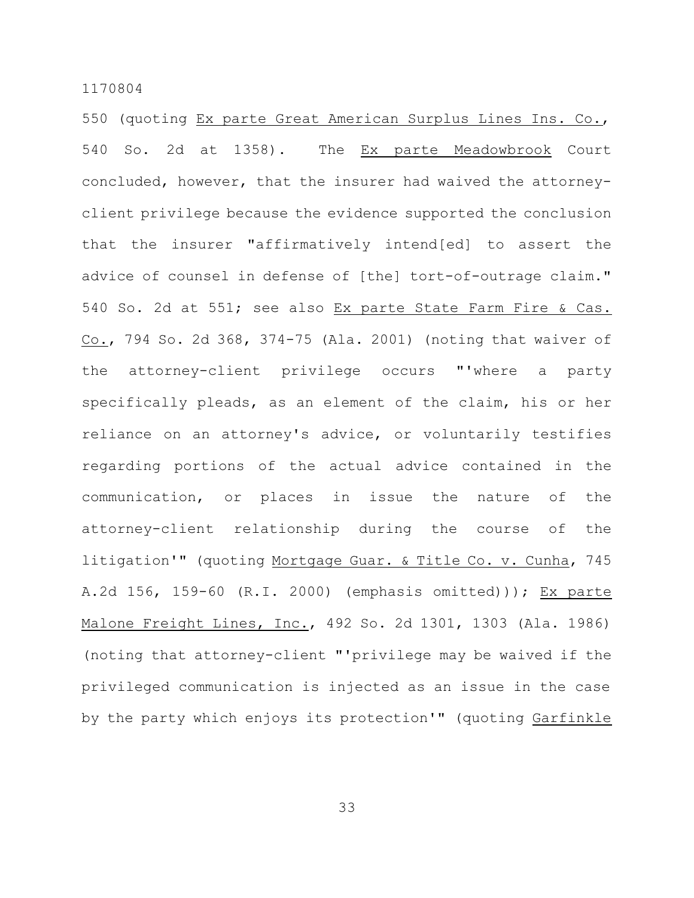550 (quoting Ex parte Great American Surplus Lines Ins. Co., 540 So. 2d at 1358). The Ex parte Meadowbrook Court concluded, however, that the insurer had waived the attorney-client privilege because the evidence supported the conclusion that the insurer "affirmatively intend[ed] to assert the advice of counsel in defense of [the] tort-of-outrage claim." 540 So. 2d at 551; see also Ex parte State Farm Fire & Cas. Co., 794 So. 2d 368, 374-75 (Ala. 2001) (noting that waiver of the attorney-client privilege occurs "'where a party specifically pleads, as an element of the claim, his or her reliance on an attorney's advice, or voluntarily testifies regarding portions of the actual advice contained in the communication, or places in issue the nature of the attorney-client relationship during the course of the litigation'" (quoting Mortgage Guar. & Title Co. v. Cunha, 745 A.2d 156, 159-60 (R.I. 2000) (emphasis omitted))); Ex parte Malone Freight Lines, Inc., 492 So. 2d 1301, 1303 (Ala. 1986) (noting that attorney-client "'privilege may be waived if the privileged communication is injected as an issue in the case by the party which enjoys its protection'" (quoting Garfinkle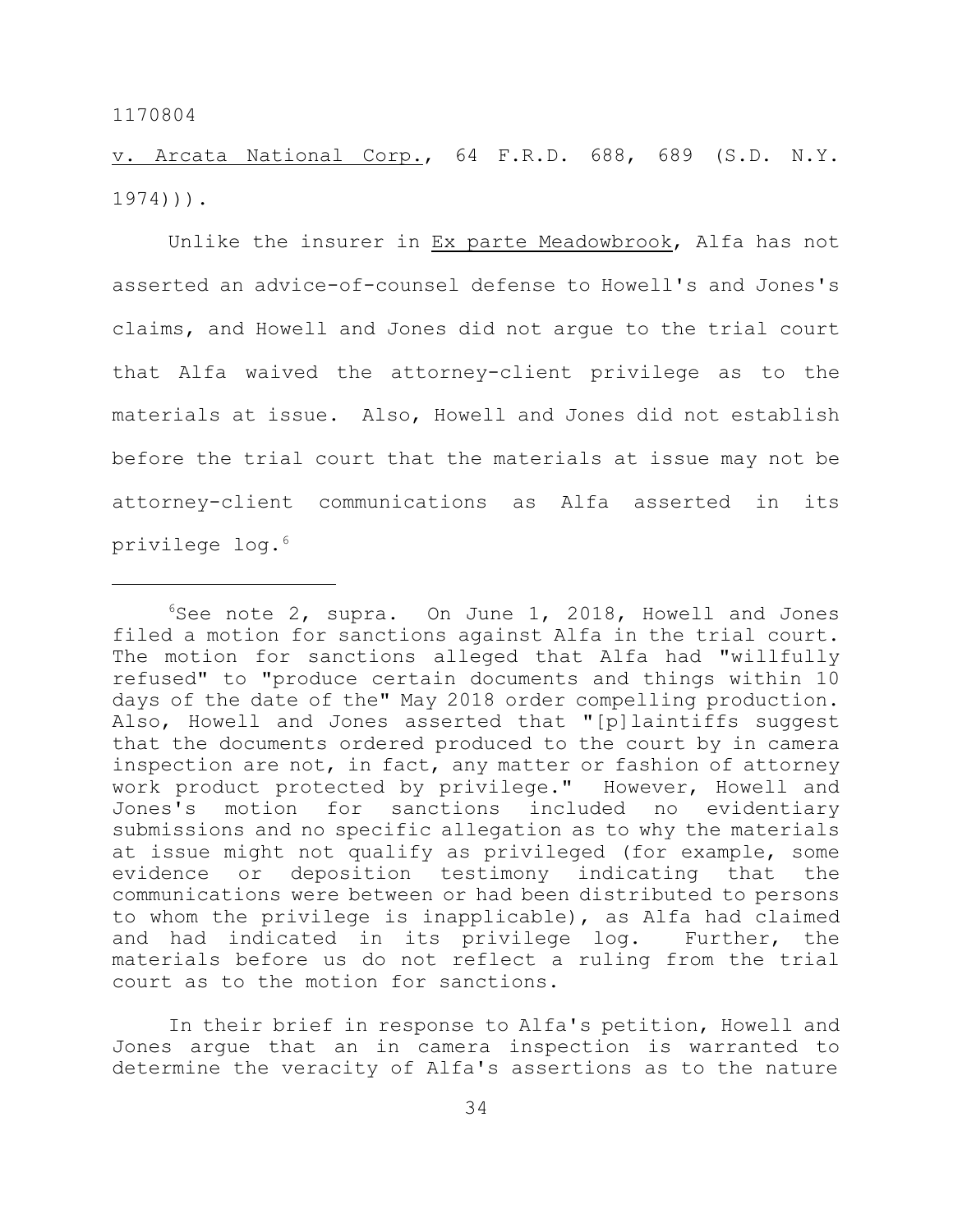v. Arcata National Corp., 64 F.R.D. 688, 689 (S.D. N.Y. 1974))).

Unlike the insurer in Ex parte Meadowbrook, Alfa has not asserted an advice-of-counsel defense to Howell's and Jones's claims, and Howell and Jones did not argue to the trial court that Alfa waived the attorney-client privilege as to the materials at issue. Also, Howell and Jones did not establish before the trial court that the materials at issue may not be attorney-client communications as Alfa asserted in its privilege log.[6]

---

[6]See note 2, supra. On June 1, 2018, Howell and Jones filed a motion for sanctions against Alfa in the trial court. The motion for sanctions alleged that Alfa had "willfully refused" to "produce certain documents and things within 10 days of the date of the" May 2018 order compelling production. Also, Howell and Jones asserted that "[p]laintiffs suggest that the documents ordered produced to the court by in camera inspection are not, in fact, any matter or fashion of attorney work product protected by privilege." However, Howell and Jones's motion for sanctions included no evidentiary submissions and no specific allegation as to why the materials at issue might not qualify as privileged (for example, some evidence or deposition testimony indicating that the communications were between or had been distributed to persons to whom the privilege is inapplicable), as Alfa had claimed and had indicated in its privilege log. Further, the materials before us do not reflect a ruling from the trial court as to the motion for sanctions.

In their brief in response to Alfa's petition, Howell and Jones argue that an in camera inspection is warranted to determine the veracity of Alfa's assertions as to the nature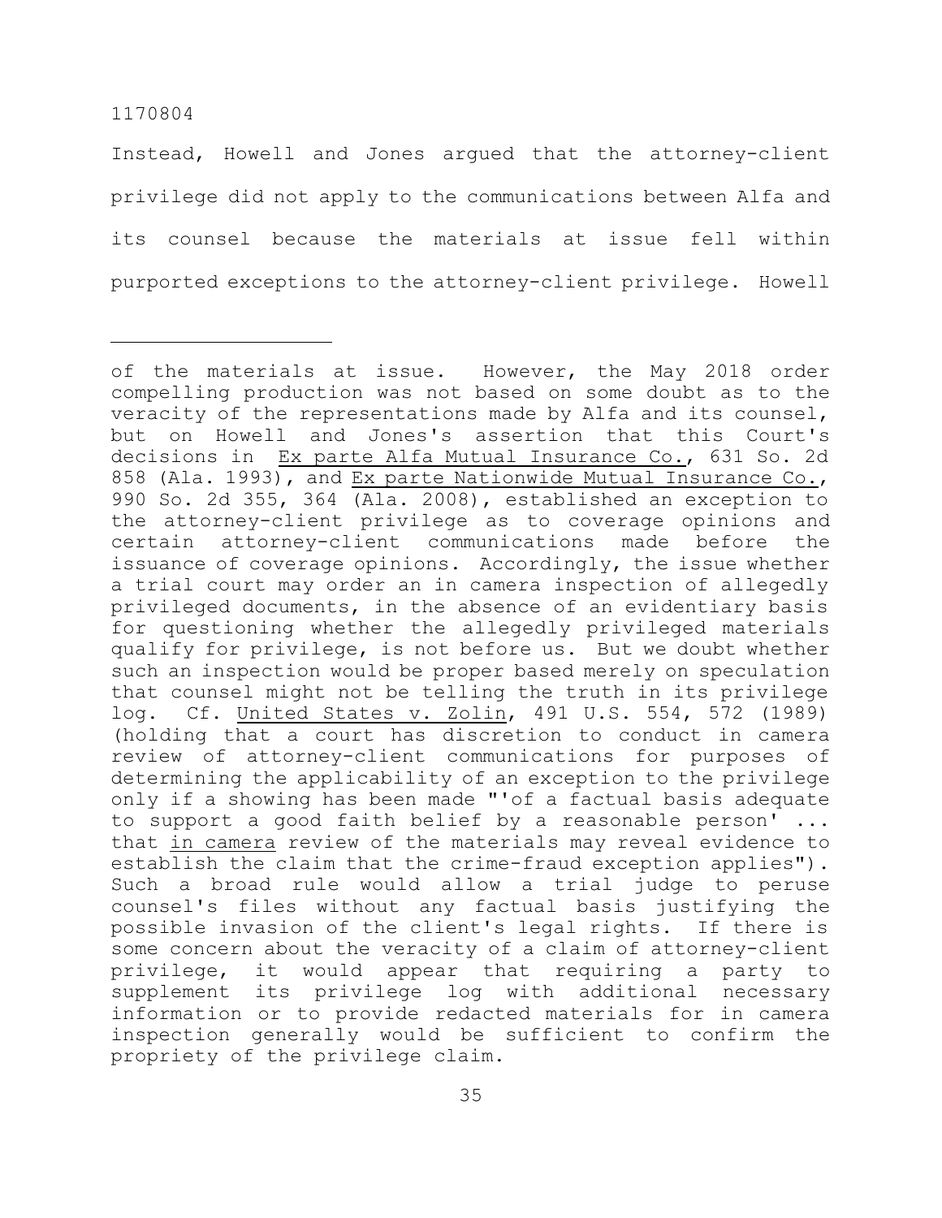Instead, Howell and Jones argued that the attorney-client privilege did not apply to the communications between Alfa and its counsel because the materials at issue fell within purported exceptions to the attorney-client privilege. Howell

---

of the materials at issue. However, the May 2018 order compelling production was not based on some doubt as to the veracity of the representations made by Alfa and its counsel, but on Howell and Jones's assertion that this Court's decisions in Ex parte Alfa Mutual Insurance Co., 631 So. 2d 858 (Ala. 1993), and Ex parte Nationwide Mutual Insurance Co., 990 So. 2d 355, 364 (Ala. 2008), established an exception to the attorney-client privilege as to coverage opinions and certain attorney-client communications made before the issuance of coverage opinions. Accordingly, the issue whether a trial court may order an in camera inspection of allegedly privileged documents, in the absence of an evidentiary basis for questioning whether the allegedly privileged materials qualify for privilege, is not before us. But we doubt whether such an inspection would be proper based merely on speculation that counsel might not be telling the truth in its privilege log. Cf. United States v. Zolin, 491 U.S. 554, 572 (1989) (holding that a court has discretion to conduct in camera review of attorney-client communications for purposes of determining the applicability of an exception to the privilege only if a showing has been made "'of a factual basis adequate to support a good faith belief by a reasonable person' ... that *in camera* review of the materials may reveal evidence to establish the claim that the crime-fraud exception applies"). Such a broad rule would allow a trial judge to peruse counsel's files without any factual basis justifying the possible invasion of the client's legal rights. If there is some concern about the veracity of a claim of attorney-client privilege, it would appear that requiring a party to supplement its privilege log with additional necessary information or to provide redacted materials for in camera inspection generally would be sufficient to confirm the propriety of the privilege claim.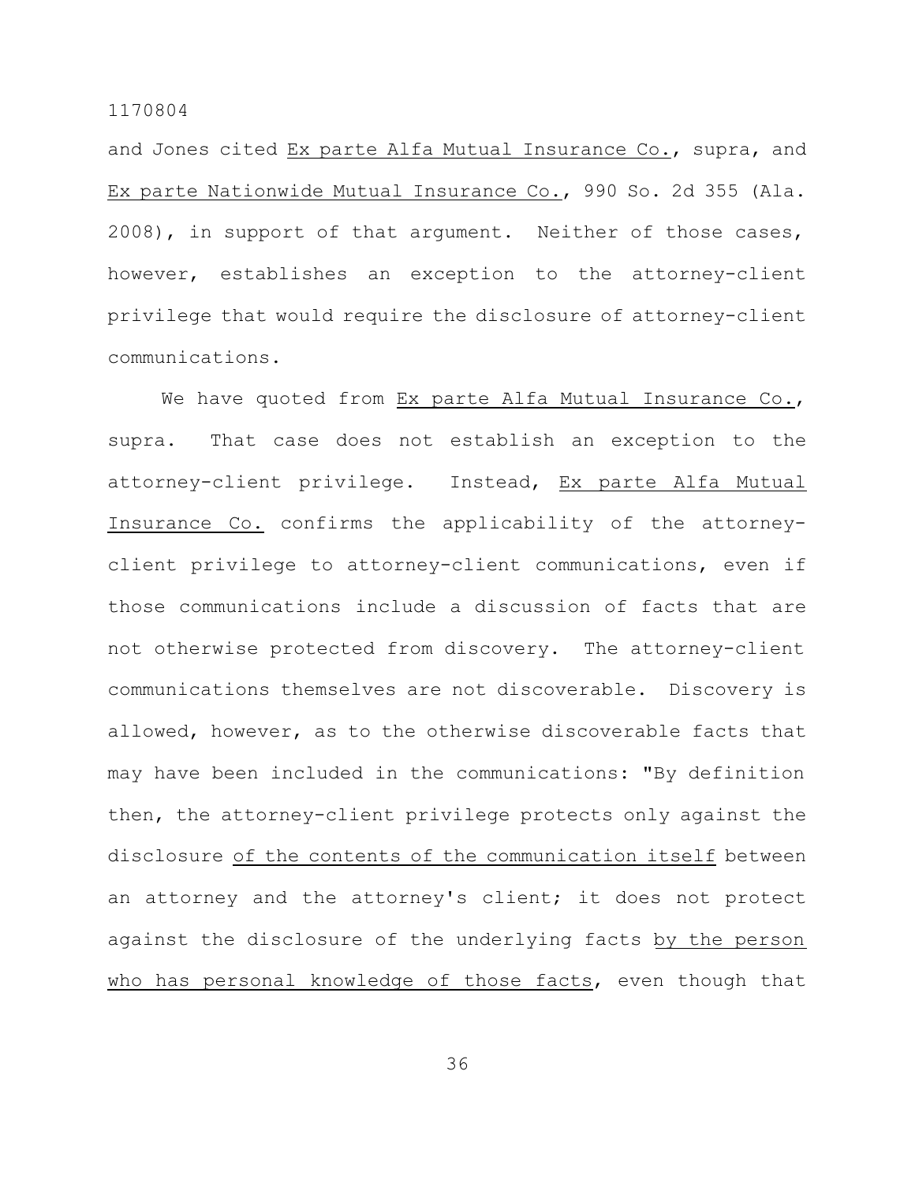and Jones cited _Ex parte Alfa Mutual Insurance Co._, supra, and _Ex parte Nationwide Mutual Insurance Co._, 990 So. 2d 355 (Ala. 2008), in support of that argument. Neither of those cases, however, establishes an exception to the attorney-client privilege that would require the disclosure of attorney-client communications.

We have quoted from _Ex parte Alfa Mutual Insurance Co._, supra. That case does not establish an exception to the attorney-client privilege. Instead, _Ex parte Alfa Mutual Insurance Co._ confirms the applicability of the attorney-client privilege to attorney-client communications, even if those communications include a discussion of facts that are not otherwise protected from discovery. The attorney-client communications themselves are not discoverable. Discovery is allowed, however, as to the otherwise discoverable facts that may have been included in the communications: "By definition then, the attorney-client privilege protects only against the disclosure _of the contents of the communication itself_ between an attorney and the attorney's client; it does not protect against the disclosure of the underlying facts _by the person who has personal knowledge of those facts_, even though that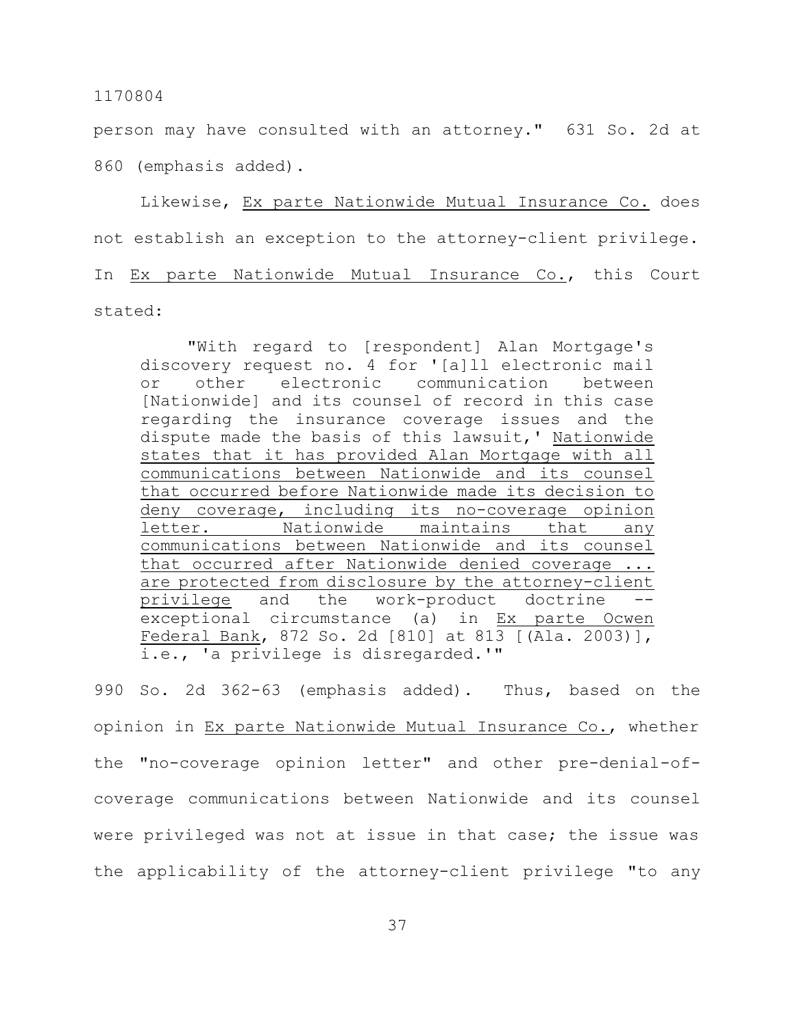person may have consulted with an attorney." 631 So. 2d at 860 (emphasis added).

Likewise, Ex parte Nationwide Mutual Insurance Co. does not establish an exception to the attorney-client privilege. In Ex parte Nationwide Mutual Insurance Co., this Court stated:

> "With regard to [respondent] Alan Mortgage's discovery request no. 4 for '[a]ll electronic mail or other electronic communication between [Nationwide] and its counsel of record in this case regarding the insurance coverage issues and the dispute made the basis of this lawsuit,' Nationwide states that it has provided Alan Mortgage with all communications between Nationwide and its counsel that occurred before Nationwide made its decision to deny coverage, including its no-coverage opinion letter. Nationwide maintains that any communications between Nationwide and its counsel that occurred after Nationwide denied coverage ... are protected from disclosure by the attorney-client privilege and the work-product doctrine -- exceptional circumstance (a) in Ex parte Ocwen Federal Bank, 872 So. 2d [810] at 813 [(Ala. 2003)], i.e., 'a privilege is disregarded.'"

990 So. 2d 362-63 (emphasis added). Thus, based on the opinion in Ex parte Nationwide Mutual Insurance Co., whether the "no-coverage opinion letter" and other pre-denial-of-coverage communications between Nationwide and its counsel were privileged was not at issue in that case; the issue was the applicability of the attorney-client privilege "to any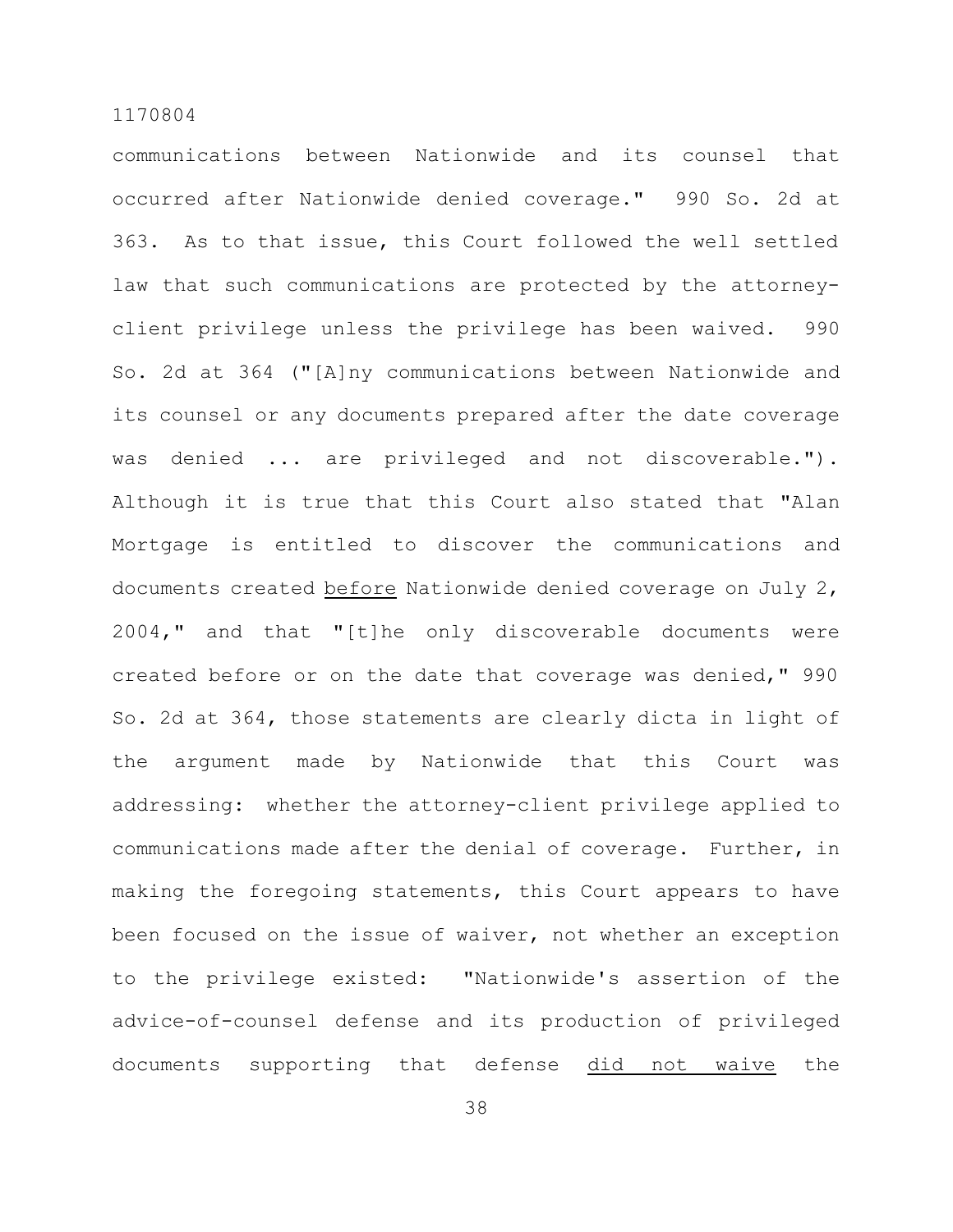communications between Nationwide and its counsel that occurred after Nationwide denied coverage." 990 So. 2d at 363. As to that issue, this Court followed the well settled law that such communications are protected by the attorney-client privilege unless the privilege has been waived. 990 So. 2d at 364 ("[A]ny communications between Nationwide and its counsel or any documents prepared after the date coverage was denied ... are privileged and not discoverable."). Although it is true that this Court also stated that "Alan Mortgage is entitled to discover the communications and documents created <u>before</u> Nationwide denied coverage on July 2, 2004," and that "[t]he only discoverable documents were created before or on the date that coverage was denied," 990 So. 2d at 364, those statements are clearly dicta in light of the argument made by Nationwide that this Court was addressing: whether the attorney-client privilege applied to communications made after the denial of coverage. Further, in making the foregoing statements, this Court appears to have been focused on the issue of waiver, not whether an exception to the privilege existed: "Nationwide's assertion of the advice-of-counsel defense and its production of privileged documents supporting that defense <u>did not waive</u> the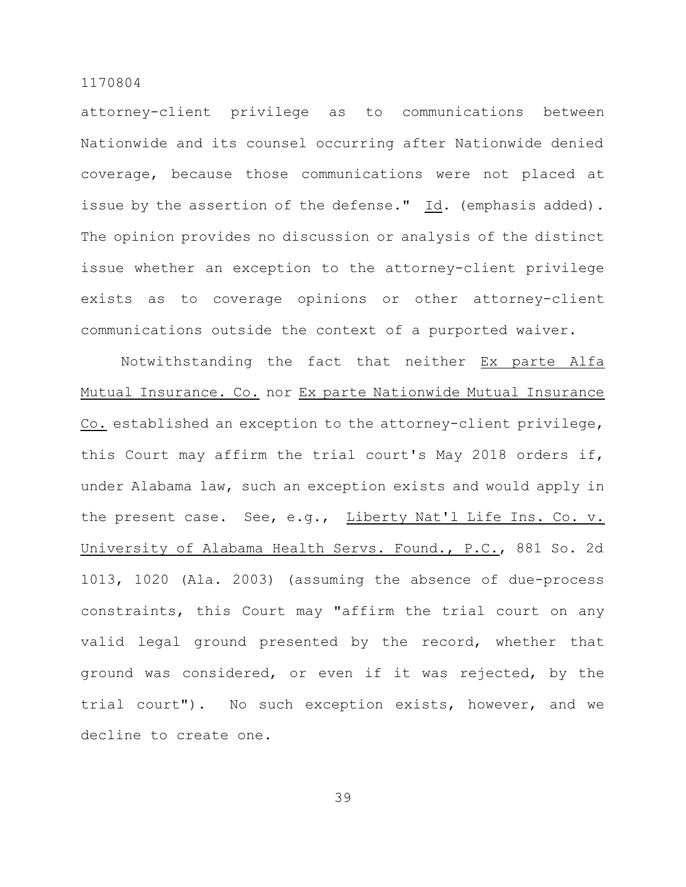attorney-client privilege as to communications between Nationwide and its counsel occurring after Nationwide denied coverage, because those communications were not placed at issue by the assertion of the defense." Id. (emphasis added). The opinion provides no discussion or analysis of the distinct issue whether an exception to the attorney-client privilege exists as to coverage opinions or other attorney-client communications outside the context of a purported waiver.

Notwithstanding the fact that neither Ex parte Alfa Mutual Insurance. Co. nor Ex parte Nationwide Mutual Insurance Co. established an exception to the attorney-client privilege, this Court may affirm the trial court's May 2018 orders if, under Alabama law, such an exception exists and would apply in the present case. See, e.g., Liberty Nat'l Life Ins. Co. v. University of Alabama Health Servs. Found., P.C., 881 So. 2d 1013, 1020 (Ala. 2003) (assuming the absence of due-process constraints, this Court may "affirm the trial court on any valid legal ground presented by the record, whether that ground was considered, or even if it was rejected, by the trial court"). No such exception exists, however, and we decline to create one.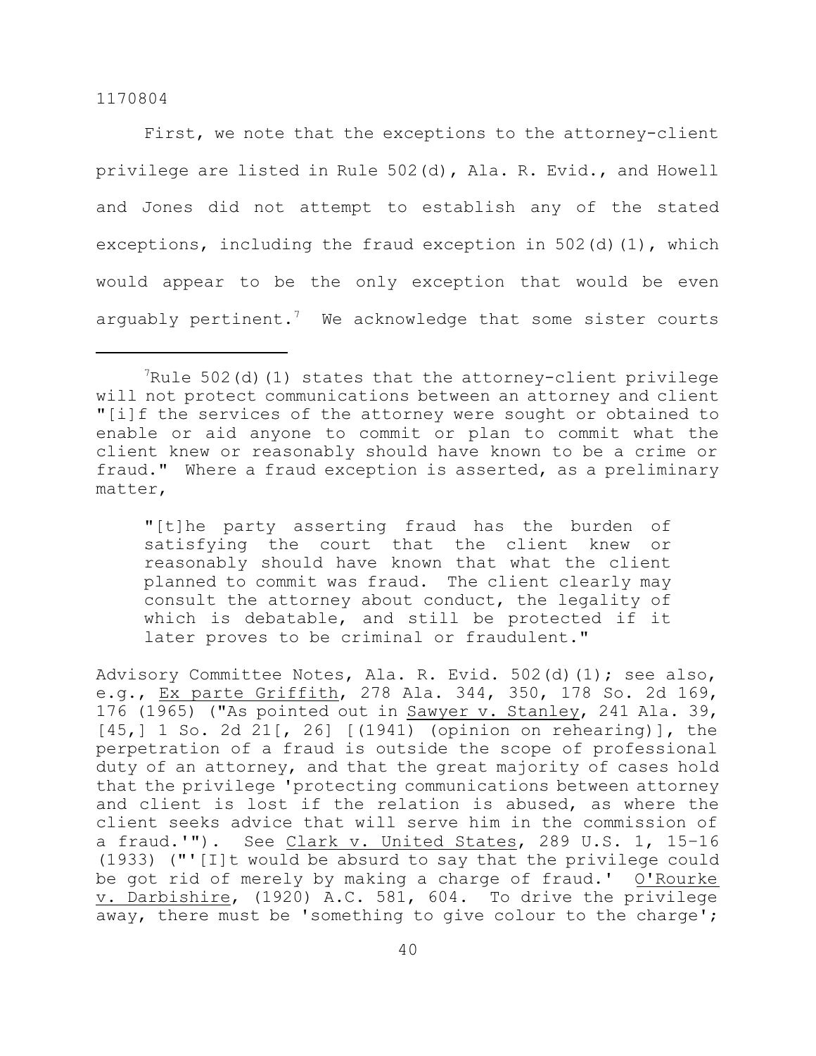First, we note that the exceptions to the attorney-client privilege are listed in Rule 502(d), Ala. R. Evid., and Howell and Jones did not attempt to establish any of the stated exceptions, including the fraud exception in 502(d)(1), which would appear to be the only exception that would be even arguably pertinent.[7] We acknowledge that some sister courts

---

[7]Rule 502(d)(1) states that the attorney-client privilege will not protect communications between an attorney and client "[i]f the services of the attorney were sought or obtained to enable or aid anyone to commit or plan to commit what the client knew or reasonably should have known to be a crime or fraud." Where a fraud exception is asserted, as a preliminary matter,

> "[t]he party asserting fraud has the burden of satisfying the court that the client knew or reasonably should have known that what the client planned to commit was fraud. The client clearly may consult the attorney about conduct, the legality of which is debatable, and still be protected if it later proves to be criminal or fraudulent."

Advisory Committee Notes, Ala. R. Evid. 502(d)(1); see also, e.g., Ex parte Griffith, 278 Ala. 344, 350, 178 So. 2d 169, 176 (1965) ("As pointed out in Sawyer v. Stanley, 241 Ala. 39, [45,] 1 So. 2d 21[, 26] [(1941) (opinion on rehearing)], the perpetration of a fraud is outside the scope of professional duty of an attorney, and that the great majority of cases hold that the privilege 'protecting communications between attorney and client is lost if the relation is abused, as where the client seeks advice that will serve him in the commission of a fraud.'"). See Clark v. United States, 289 U.S. 1, 15–16 (1933) ("'[I]t would be absurd to say that the privilege could be got rid of merely by making a charge of fraud.' O'Rourke v. Darbishire, (1920) A.C. 581, 604. To drive the privilege away, there must be 'something to give colour to the charge';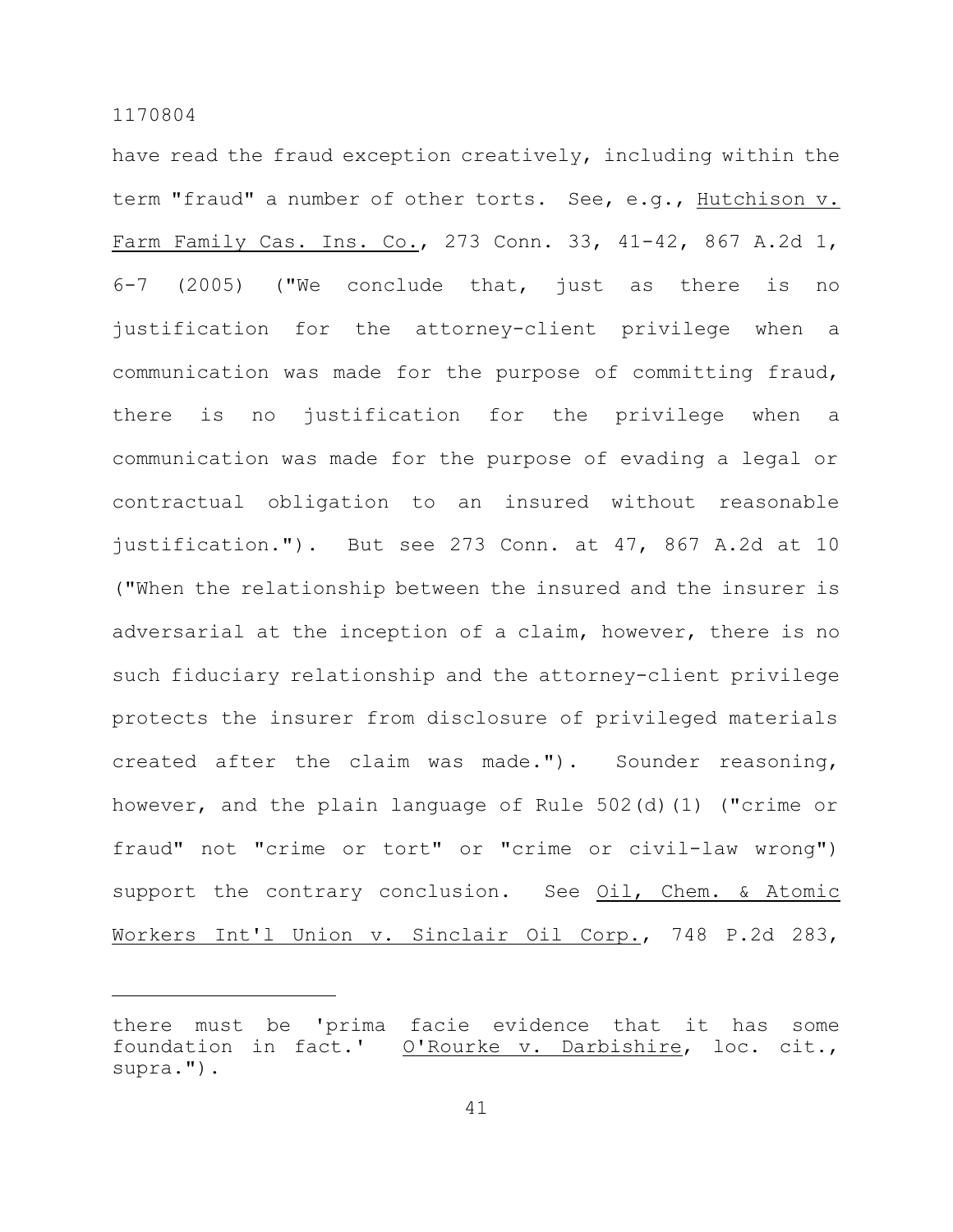have read the fraud exception creatively, including within the term "fraud" a number of other torts. See, e.g., Hutchison v. Farm Family Cas. Ins. Co., 273 Conn. 33, 41-42, 867 A.2d 1, 6-7 (2005) ("We conclude that, just as there is no justification for the attorney-client privilege when a communication was made for the purpose of committing fraud, there is no justification for the privilege when a communication was made for the purpose of evading a legal or contractual obligation to an insured without reasonable justification."). But see 273 Conn. at 47, 867 A.2d at 10 ("When the relationship between the insured and the insurer is adversarial at the inception of a claim, however, there is no such fiduciary relationship and the attorney-client privilege protects the insurer from disclosure of privileged materials created after the claim was made."). Sounder reasoning, however, and the plain language of Rule 502(d)(1) ("crime or fraud" not "crime or tort" or "crime or civil-law wrong") support the contrary conclusion. See Oil, Chem. & Atomic Workers Int'l Union v. Sinclair Oil Corp., 748 P.2d 283,

---

there must be 'prima facie evidence that it has some foundation in fact.' O'Rourke v. Darbishire, loc. cit., supra.").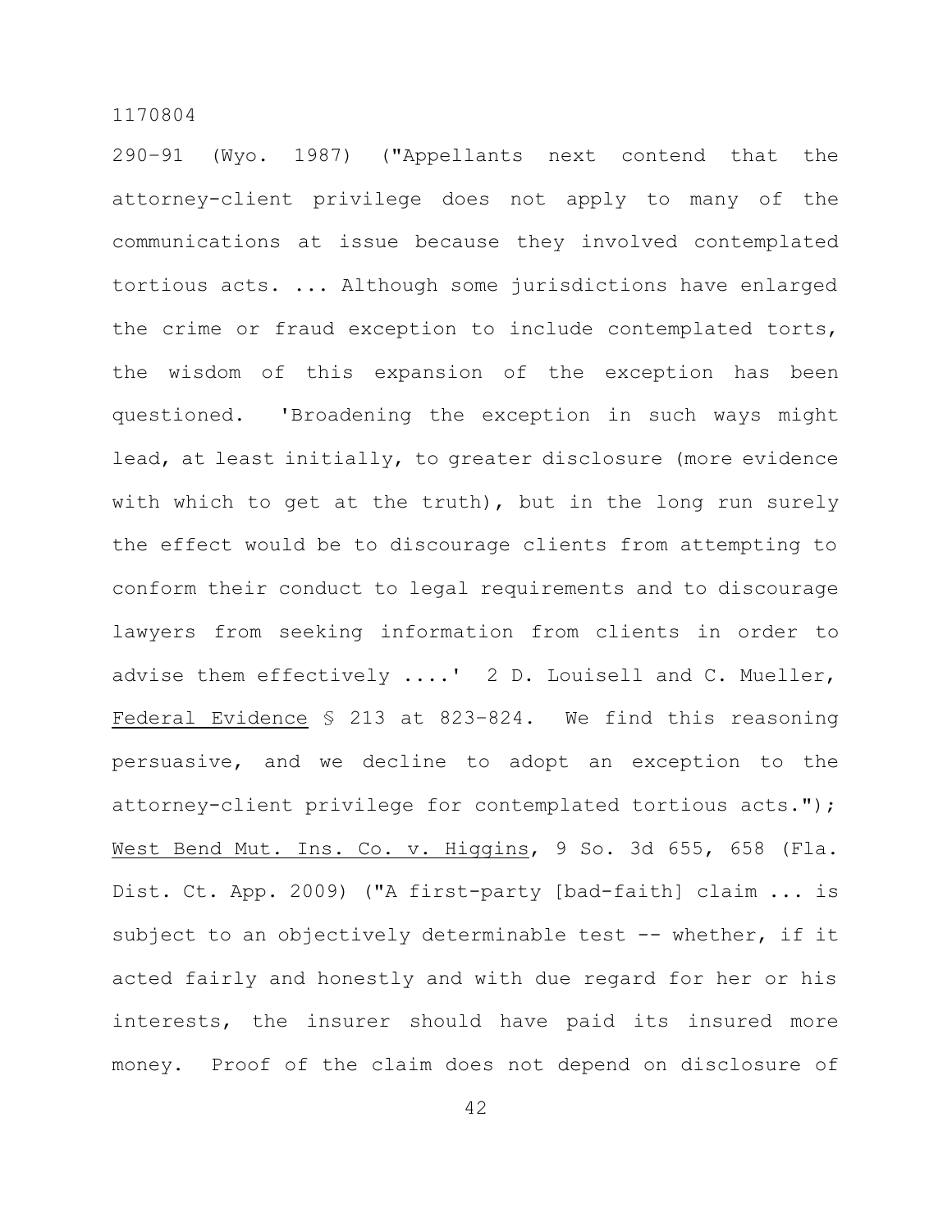290–91 (Wyo. 1987) ("Appellants next contend that the attorney-client privilege does not apply to many of the communications at issue because they involved contemplated tortious acts. ... Although some jurisdictions have enlarged the crime or fraud exception to include contemplated torts, the wisdom of this expansion of the exception has been questioned. 'Broadening the exception in such ways might lead, at least initially, to greater disclosure (more evidence with which to get at the truth), but in the long run surely the effect would be to discourage clients from attempting to conform their conduct to legal requirements and to discourage lawyers from seeking information from clients in order to advise them effectively ....' 2 D. Louisell and C. Mueller, _Federal Evidence_ § 213 at 823–824. We find this reasoning persuasive, and we decline to adopt an exception to the attorney-client privilege for contemplated tortious acts."); _West Bend Mut. Ins. Co. v. Higgins_, 9 So. 3d 655, 658 (Fla. Dist. Ct. App. 2009) ("A first-party [bad-faith] claim ... is subject to an objectively determinable test -- whether, if it acted fairly and honestly and with due regard for her or his interests, the insurer should have paid its insured more money. Proof of the claim does not depend on disclosure of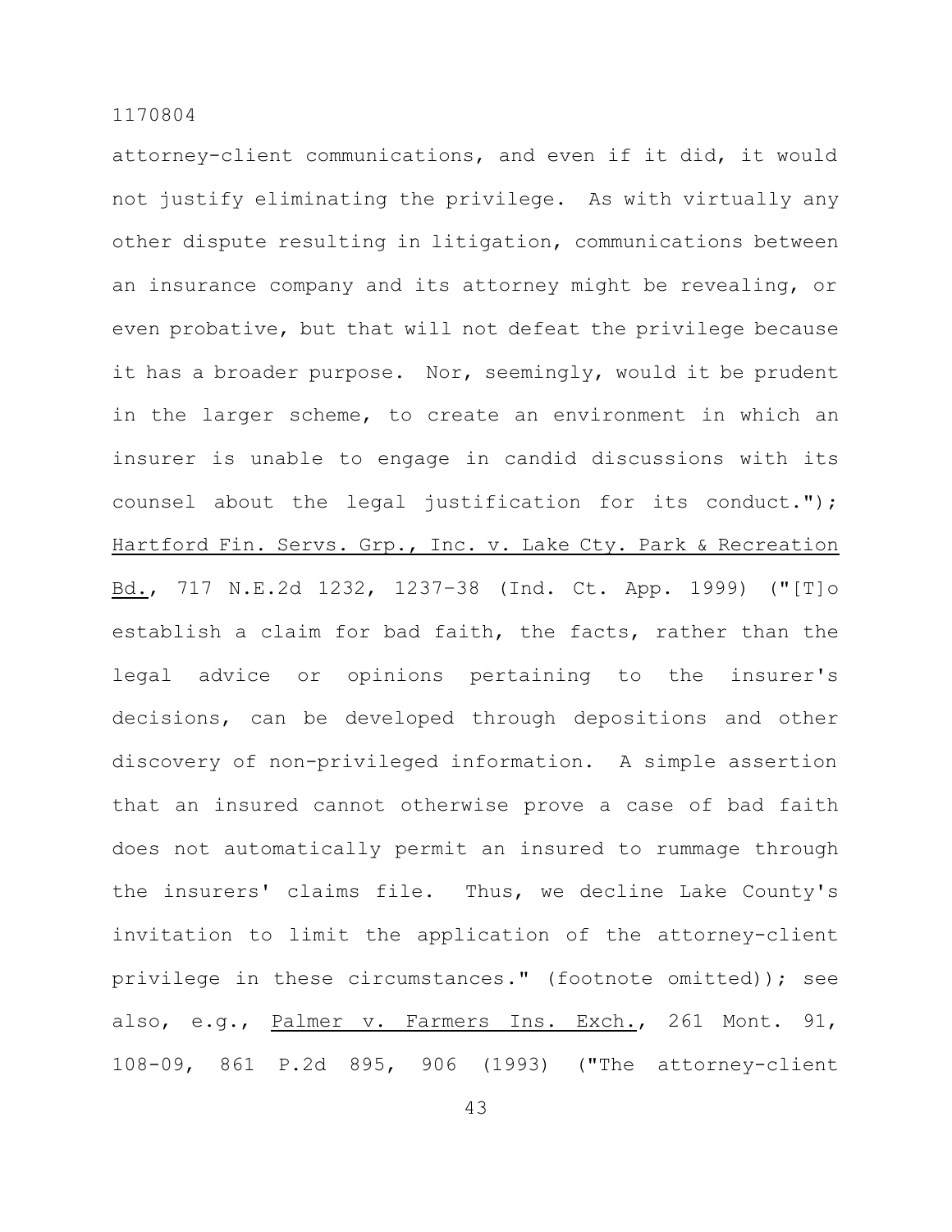attorney-client communications, and even if it did, it would not justify eliminating the privilege. As with virtually any other dispute resulting in litigation, communications between an insurance company and its attorney might be revealing, or even probative, but that will not defeat the privilege because it has a broader purpose. Nor, seemingly, would it be prudent in the larger scheme, to create an environment in which an insurer is unable to engage in candid discussions with its counsel about the legal justification for its conduct."); Hartford Fin. Servs. Grp., Inc. v. Lake Cty. Park & Recreation Bd., 717 N.E.2d 1232, 1237–38 (Ind. Ct. App. 1999) ("[T]o establish a claim for bad faith, the facts, rather than the legal advice or opinions pertaining to the insurer's decisions, can be developed through depositions and other discovery of non-privileged information. A simple assertion that an insured cannot otherwise prove a case of bad faith does not automatically permit an insured to rummage through the insurers' claims file. Thus, we decline Lake County's invitation to limit the application of the attorney-client privilege in these circumstances." (footnote omitted)); see also, e.g., Palmer v. Farmers Ins. Exch., 261 Mont. 91, 108-09, 861 P.2d 895, 906 (1993) ("The attorney-client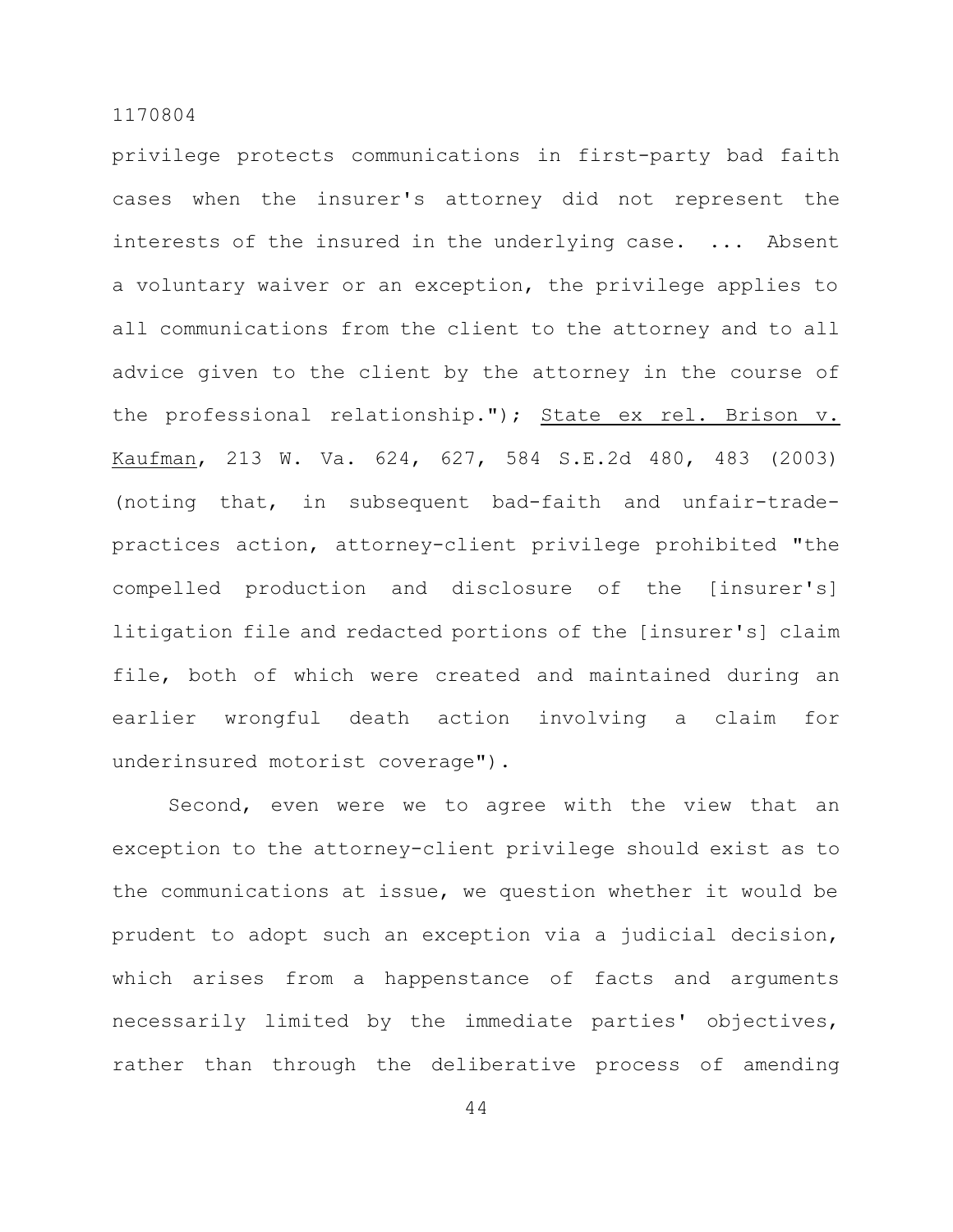privilege protects communications in first-party bad faith cases when the insurer's attorney did not represent the interests of the insured in the underlying case. ... Absent a voluntary waiver or an exception, the privilege applies to all communications from the client to the attorney and to all advice given to the client by the attorney in the course of the professional relationship."); State ex rel. Brison v. Kaufman, 213 W. Va. 624, 627, 584 S.E.2d 480, 483 (2003) (noting that, in subsequent bad-faith and unfair-trade-practices action, attorney-client privilege prohibited "the compelled production and disclosure of the [insurer's] litigation file and redacted portions of the [insurer's] claim file, both of which were created and maintained during an earlier wrongful death action involving a claim for underinsured motorist coverage").

Second, even were we to agree with the view that an exception to the attorney-client privilege should exist as to the communications at issue, we question whether it would be prudent to adopt such an exception via a judicial decision, which arises from a happenstance of facts and arguments necessarily limited by the immediate parties' objectives, rather than through the deliberative process of amending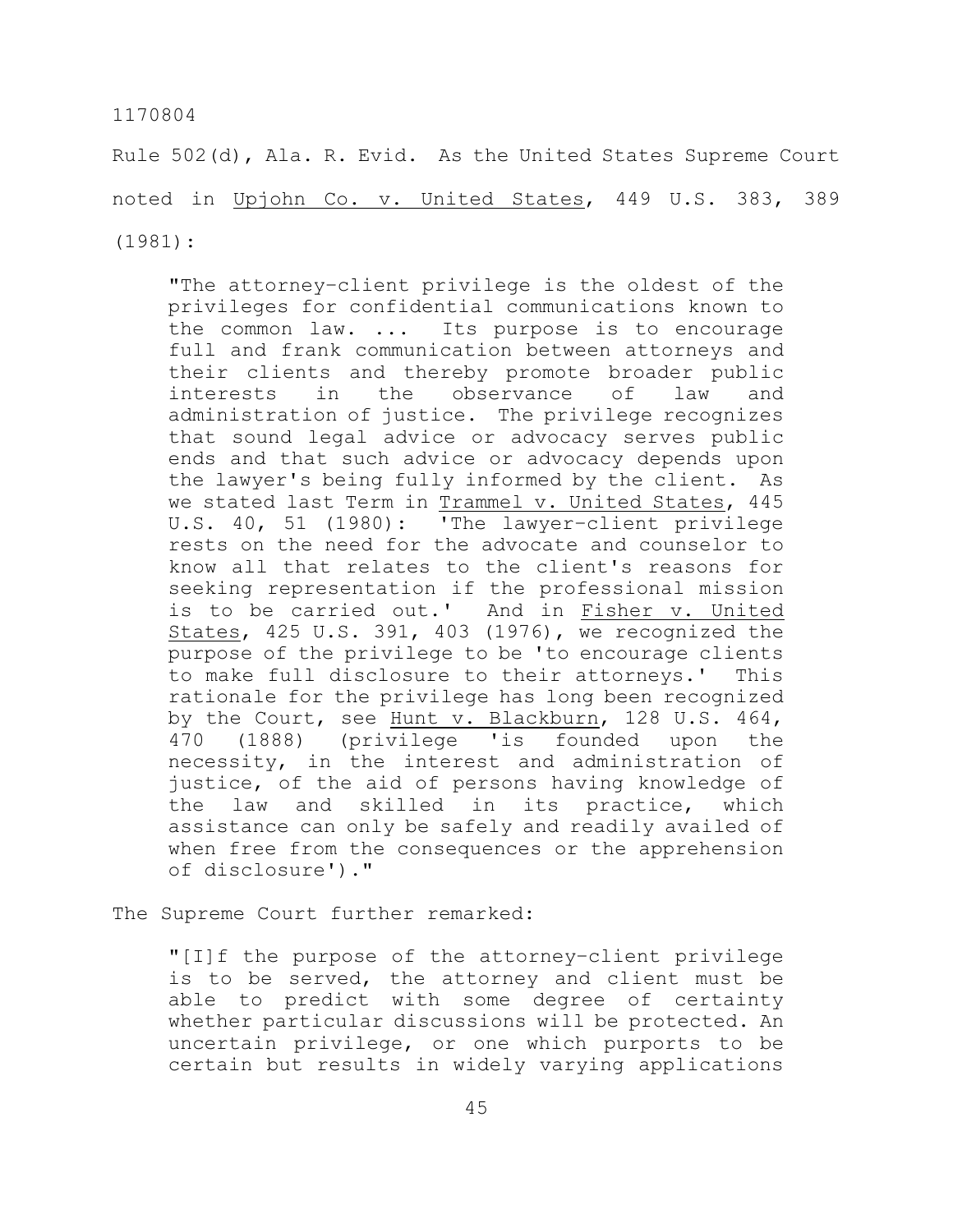Rule 502(d), Ala. R. Evid. As the United States Supreme Court noted in Upjohn Co. v. United States, 449 U.S. 383, 389 (1981):

> "The attorney-client privilege is the oldest of the privileges for confidential communications known to the common law. ... Its purpose is to encourage full and frank communication between attorneys and their clients and thereby promote broader public interests in the observance of law and administration of justice. The privilege recognizes that sound legal advice or advocacy serves public ends and that such advice or advocacy depends upon the lawyer's being fully informed by the client. As we stated last Term in Trammel v. United States, 445 U.S. 40, 51 (1980): 'The lawyer-client privilege rests on the need for the advocate and counselor to know all that relates to the client's reasons for seeking representation if the professional mission is to be carried out.' And in Fisher v. United States, 425 U.S. 391, 403 (1976), we recognized the purpose of the privilege to be 'to encourage clients to make full disclosure to their attorneys.' This rationale for the privilege has long been recognized by the Court, see Hunt v. Blackburn, 128 U.S. 464, 470 (1888) (privilege 'is founded upon the necessity, in the interest and administration of justice, of the aid of persons having knowledge of the law and skilled in its practice, which assistance can only be safely and readily availed of when free from the consequences or the apprehension of disclosure')."

The Supreme Court further remarked:

> "[I]f the purpose of the attorney-client privilege is to be served, the attorney and client must be able to predict with some degree of certainty whether particular discussions will be protected. An uncertain privilege, or one which purports to be certain but results in widely varying applications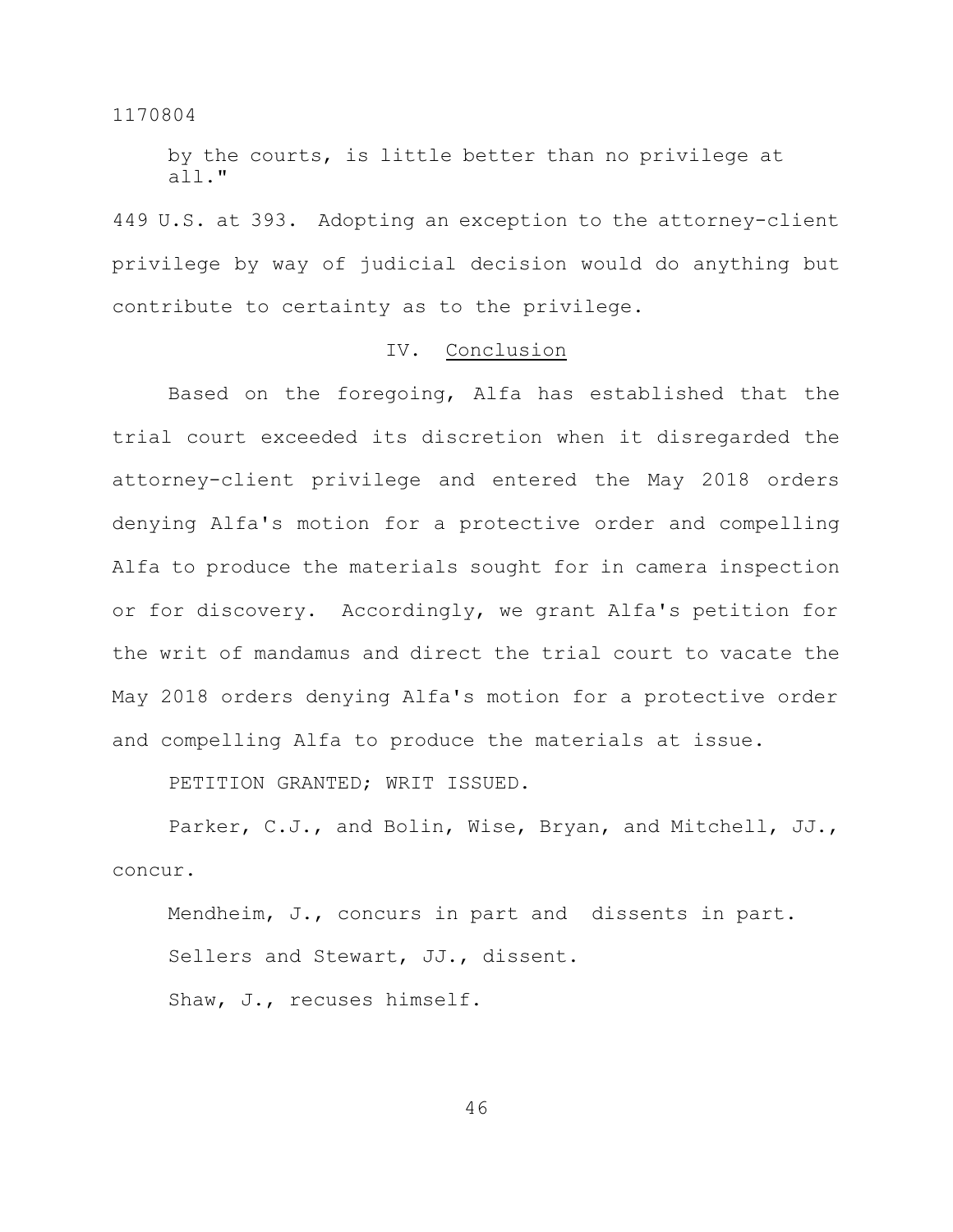> by the courts, is little better than no privilege at all."

449 U.S. at 393. Adopting an exception to the attorney-client privilege by way of judicial decision would do anything but contribute to certainty as to the privilege.

## IV. Conclusion

Based on the foregoing, Alfa has established that the trial court exceeded its discretion when it disregarded the attorney-client privilege and entered the May 2018 orders denying Alfa's motion for a protective order and compelling Alfa to produce the materials sought for in camera inspection or for discovery. Accordingly, we grant Alfa's petition for the writ of mandamus and direct the trial court to vacate the May 2018 orders denying Alfa's motion for a protective order and compelling Alfa to produce the materials at issue.

PETITION GRANTED; WRIT ISSUED.

Parker, C.J., and Bolin, Wise, Bryan, and Mitchell, JJ., concur.

Mendheim, J., concurs in part and dissents in part.

Sellers and Stewart, JJ., dissent.

Shaw, J., recuses himself.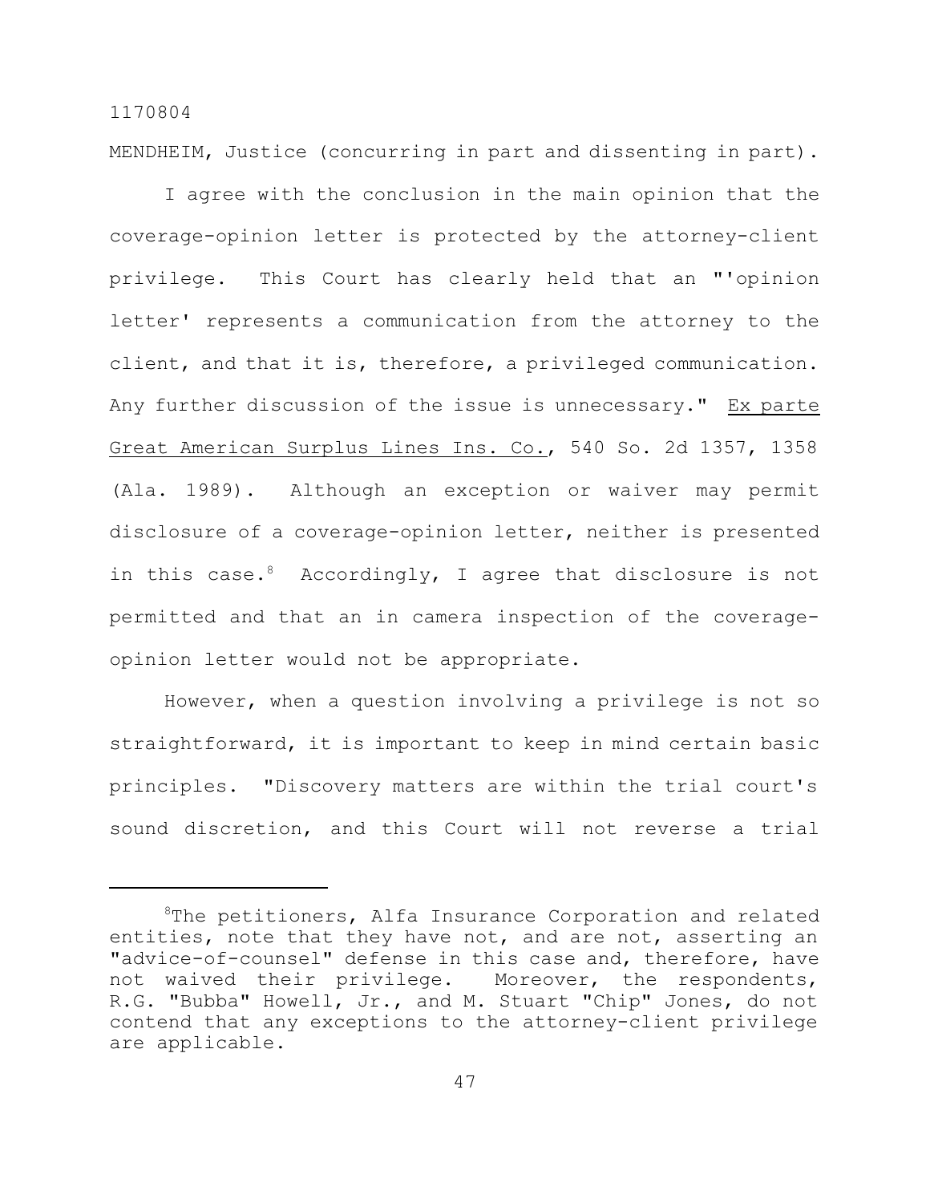MENDHEIM, Justice (concurring in part and dissenting in part).

I agree with the conclusion in the main opinion that the coverage-opinion letter is protected by the attorney-client privilege. This Court has clearly held that an "'opinion letter' represents a communication from the attorney to the client, and that it is, therefore, a privileged communication. Any further discussion of the issue is unnecessary." Ex parte Great American Surplus Lines Ins. Co., 540 So. 2d 1357, 1358 (Ala. 1989). Although an exception or waiver may permit disclosure of a coverage-opinion letter, neither is presented in this case.[8] Accordingly, I agree that disclosure is not permitted and that an in camera inspection of the coverage-opinion letter would not be appropriate.

However, when a question involving a privilege is not so straightforward, it is important to keep in mind certain basic principles. "Discovery matters are within the trial court's sound discretion, and this Court will not reverse a trial

---

[8]The petitioners, Alfa Insurance Corporation and related entities, note that they have not, and are not, asserting an "advice-of-counsel" defense in this case and, therefore, have not waived their privilege. Moreover, the respondents, R.G. "Bubba" Howell, Jr., and M. Stuart "Chip" Jones, do not contend that any exceptions to the attorney-client privilege are applicable.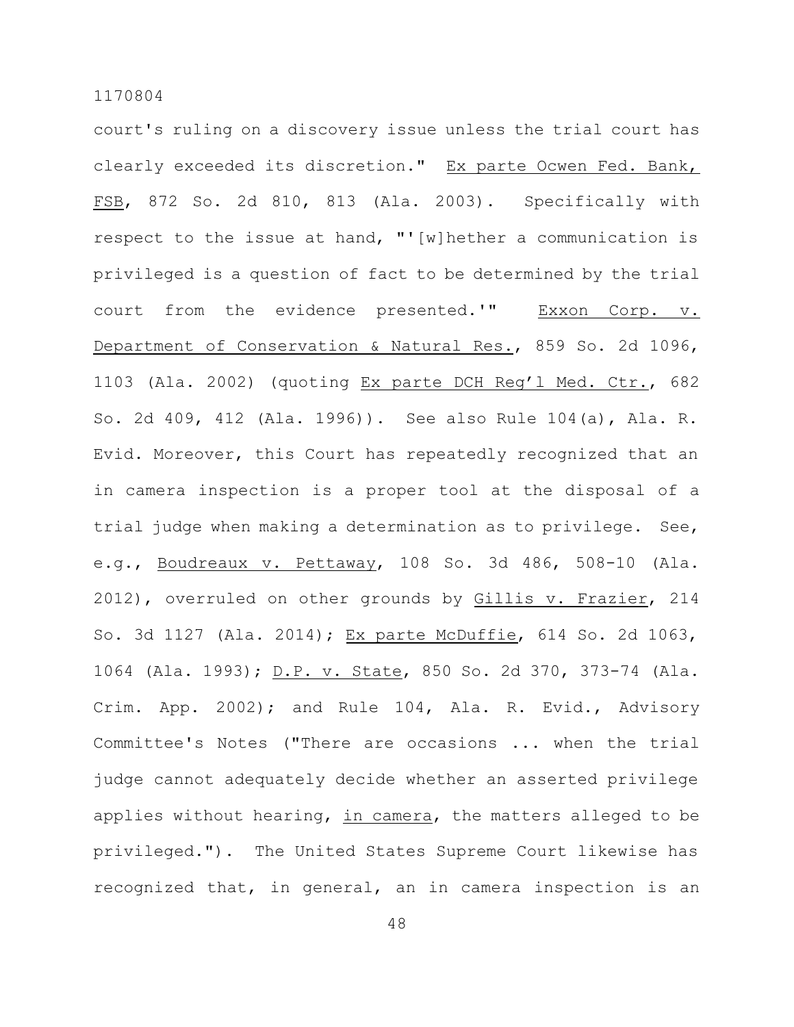court's ruling on a discovery issue unless the trial court has clearly exceeded its discretion." Ex parte Ocwen Fed. Bank, FSB, 872 So. 2d 810, 813 (Ala. 2003). Specifically with respect to the issue at hand, "'[w]hether a communication is privileged is a question of fact to be determined by the trial court from the evidence presented.'" Exxon Corp. v. Department of Conservation & Natural Res., 859 So. 2d 1096, 1103 (Ala. 2002) (quoting Ex parte DCH Reg'l Med. Ctr., 682 So. 2d 409, 412 (Ala. 1996)). See also Rule 104(a), Ala. R. Evid. Moreover, this Court has repeatedly recognized that an in camera inspection is a proper tool at the disposal of a trial judge when making a determination as to privilege. See, e.g., Boudreaux v. Pettaway, 108 So. 3d 486, 508-10 (Ala. 2012), overruled on other grounds by Gillis v. Frazier, 214 So. 3d 1127 (Ala. 2014); Ex parte McDuffie, 614 So. 2d 1063, 1064 (Ala. 1993); D.P. v. State, 850 So. 2d 370, 373-74 (Ala. Crim. App. 2002); and Rule 104, Ala. R. Evid., Advisory Committee's Notes ("There are occasions ... when the trial judge cannot adequately decide whether an asserted privilege applies without hearing, in camera, the matters alleged to be privileged."). The United States Supreme Court likewise has recognized that, in general, an in camera inspection is an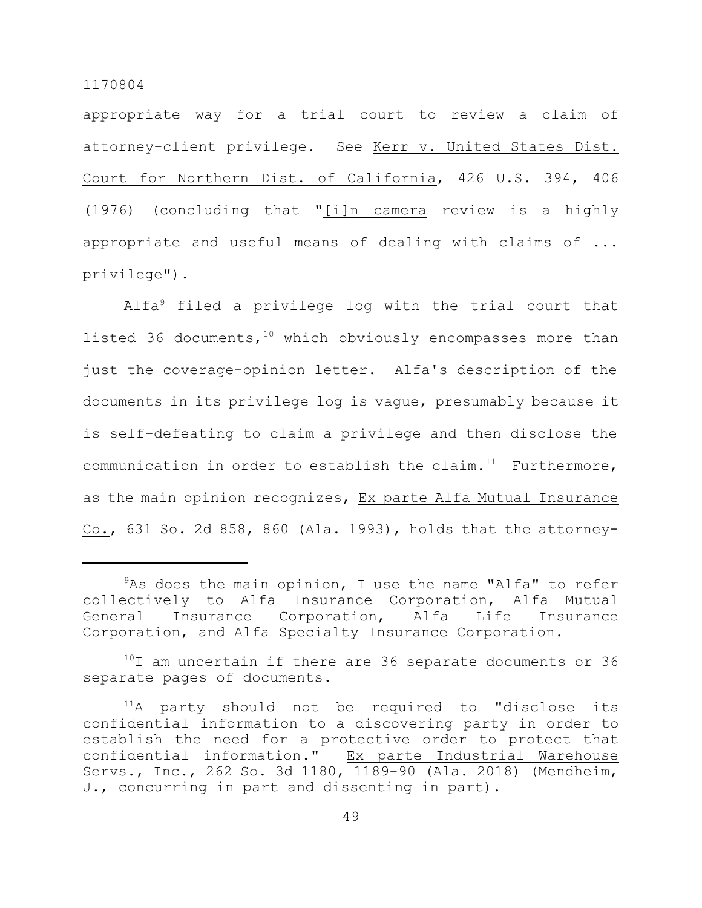appropriate way for a trial court to review a claim of attorney-client privilege. See Kerr v. United States Dist. Court for Northern Dist. of California, 426 U.S. 394, 406 (1976) (concluding that "[i]n camera review is a highly appropriate and useful means of dealing with claims of ... privilege").

Alfa[9] filed a privilege log with the trial court that listed 36 documents,[10] which obviously encompasses more than just the coverage-opinion letter. Alfa's description of the documents in its privilege log is vague, presumably because it is self-defeating to claim a privilege and then disclose the communication in order to establish the claim.[11] Furthermore, as the main opinion recognizes, Ex parte Alfa Mutual Insurance Co., 631 So. 2d 858, 860 (Ala. 1993), holds that the attorney-

---

[9]As does the main opinion, I use the name "Alfa" to refer collectively to Alfa Insurance Corporation, Alfa Mutual General Insurance Corporation, Alfa Life Insurance Corporation, and Alfa Specialty Insurance Corporation.

[10]I am uncertain if there are 36 separate documents or 36 separate pages of documents.

[11]A party should not be required to "disclose its confidential information to a discovering party in order to establish the need for a protective order to protect that confidential information." Ex parte Industrial Warehouse Servs., Inc., 262 So. 3d 1180, 1189-90 (Ala. 2018) (Mendheim, J., concurring in part and dissenting in part).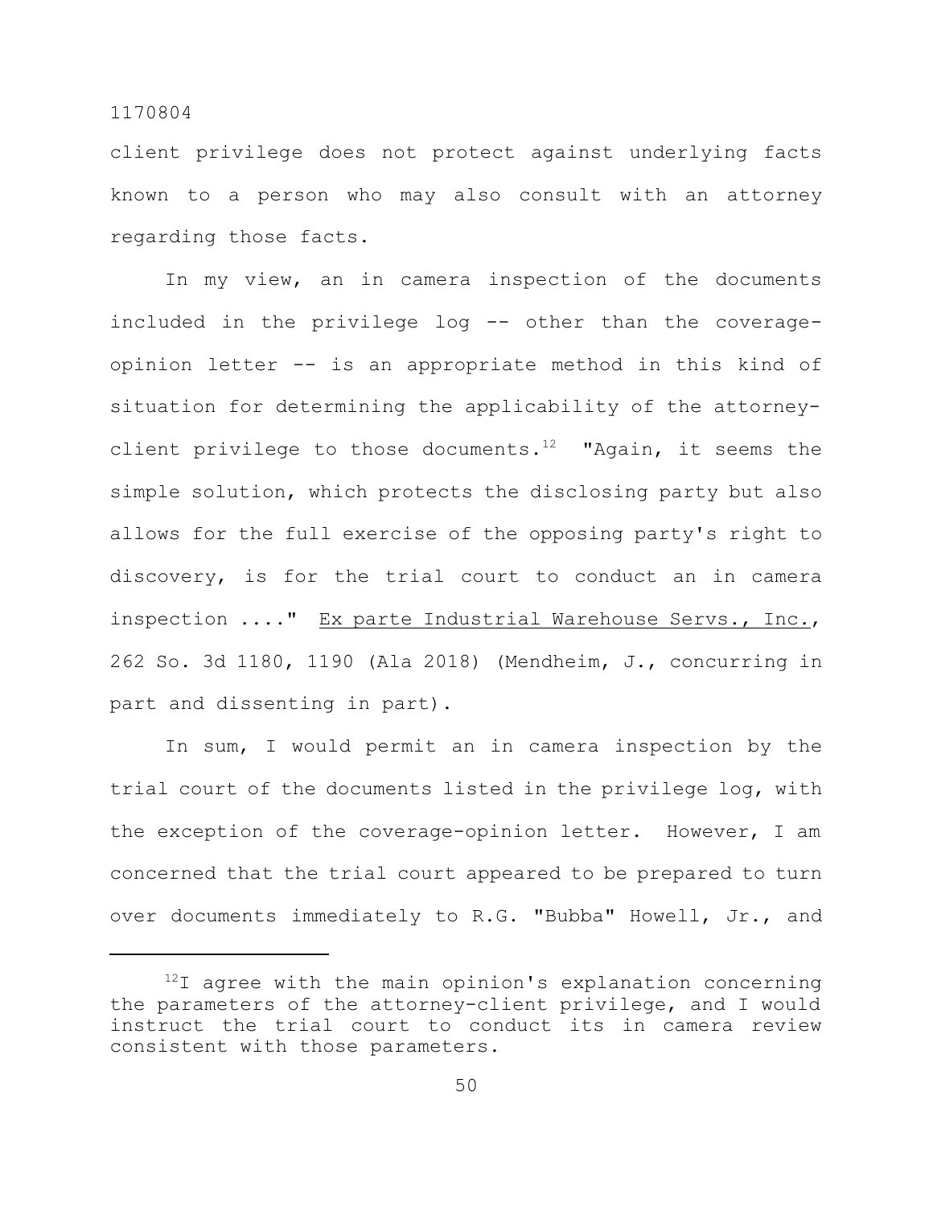client privilege does not protect against underlying facts known to a person who may also consult with an attorney regarding those facts.

In my view, an in camera inspection of the documents included in the privilege log -- other than the coverage-opinion letter -- is an appropriate method in this kind of situation for determining the applicability of the attorney-client privilege to those documents.[12] "Again, it seems the simple solution, which protects the disclosing party but also allows for the full exercise of the opposing party's right to discovery, is for the trial court to conduct an in camera inspection ...." Ex parte Industrial Warehouse Servs., Inc., 262 So. 3d 1180, 1190 (Ala 2018) (Mendheim, J., concurring in part and dissenting in part).

In sum, I would permit an in camera inspection by the trial court of the documents listed in the privilege log, with the exception of the coverage-opinion letter. However, I am concerned that the trial court appeared to be prepared to turn over documents immediately to R.G. "Bubba" Howell, Jr., and

[12] I agree with the main opinion's explanation concerning the parameters of the attorney-client privilege, and I would instruct the trial court to conduct its in camera review consistent with those parameters.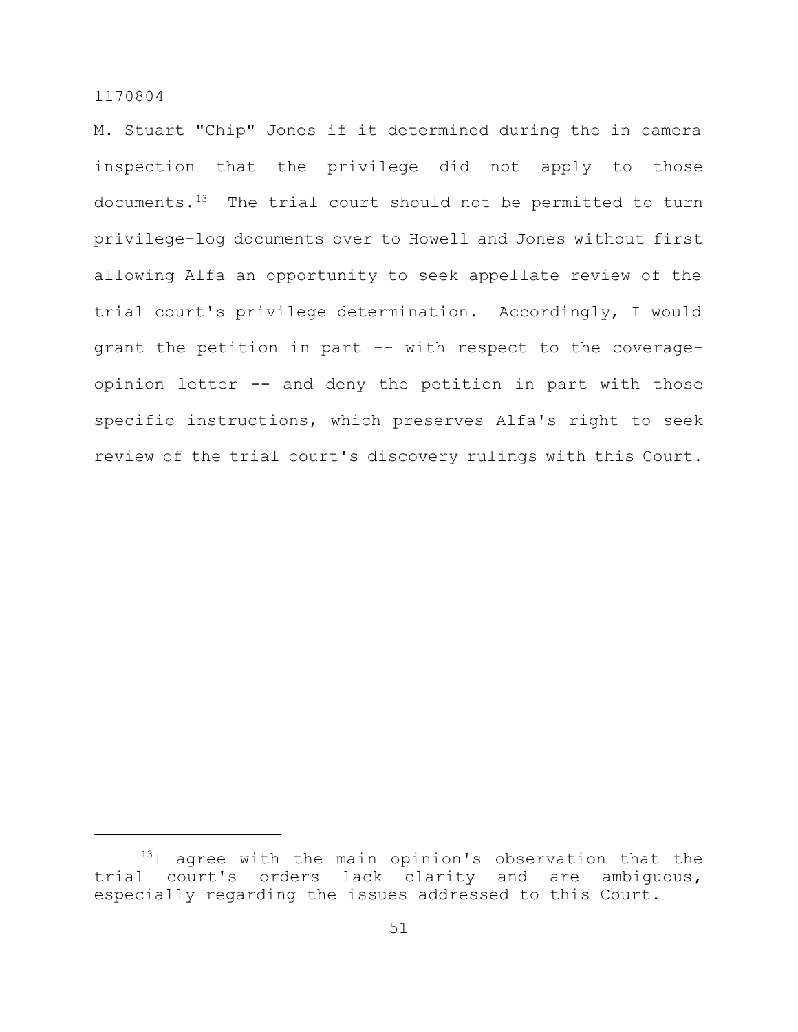M. Stuart "Chip" Jones if it determined during the in camera inspection that the privilege did not apply to those documents.[13] The trial court should not be permitted to turn privilege-log documents over to Howell and Jones without first allowing Alfa an opportunity to seek appellate review of the trial court's privilege determination. Accordingly, I would grant the petition in part -- with respect to the coverage-opinion letter -- and deny the petition in part with those specific instructions, which preserves Alfa's right to seek review of the trial court's discovery rulings with this Court.

---

[13] I agree with the main opinion's observation that the trial court's orders lack clarity and are ambiguous, especially regarding the issues addressed to this Court.